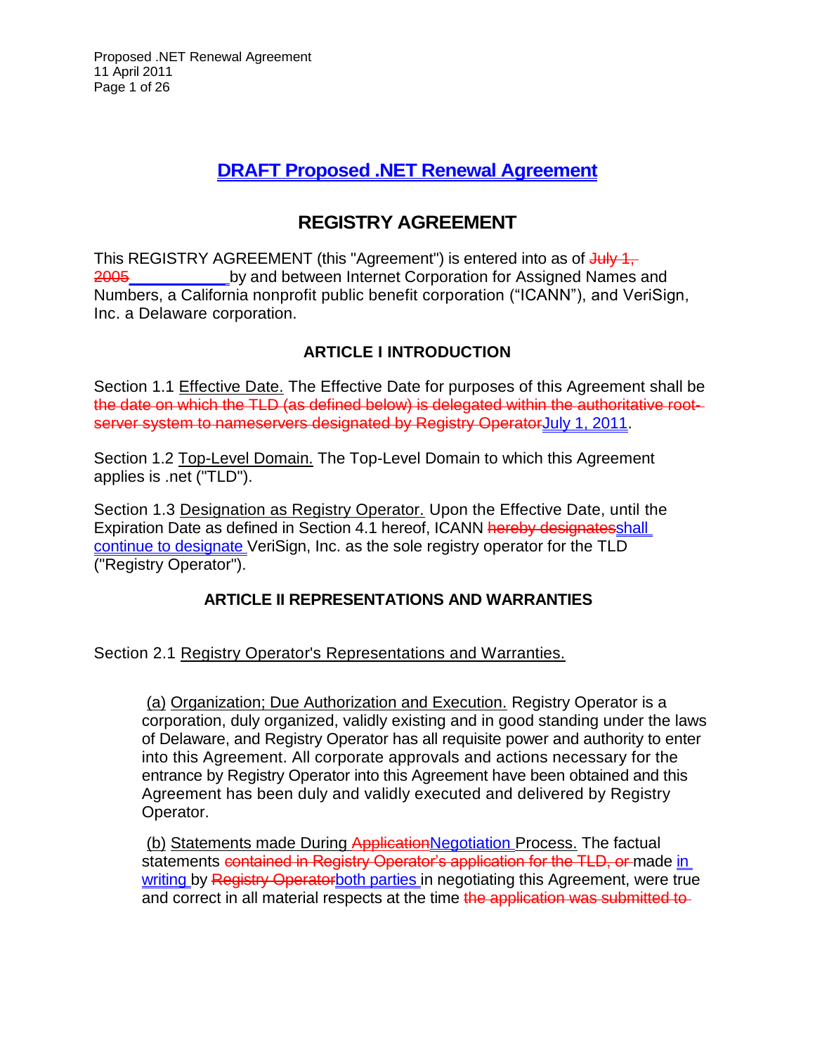# DRAFT Proposed .NET Renewal Agreement

## REGISTRY AGREEMENT

This REGISTRY AGREEMENT (this "Agreement") is entered into as of ~~July 1, 2005~~ ____________ by and between Internet Corporation for Assigned Names and Numbers, a California nonprofit public benefit corporation ("ICANN"), and VeriSign, Inc. a Delaware corporation.

### ARTICLE I INTRODUCTION

Section 1.1 Effective Date. The Effective Date for purposes of this Agreement shall be ~~the date on which the TLD (as defined below) is delegated within the authoritative root-server system to nameservers designated by Registry Operator~~July 1, 2011.

Section 1.2 Top-Level Domain. The Top-Level Domain to which this Agreement applies is .net ("TLD").

Section 1.3 Designation as Registry Operator. Upon the Effective Date, until the Expiration Date as defined in Section 4.1 hereof, ICANN ~~hereby designates~~shall continue to designate VeriSign, Inc. as the sole registry operator for the TLD ("Registry Operator").

### ARTICLE II REPRESENTATIONS AND WARRANTIES

Section 2.1 Registry Operator's Representations and Warranties.

(a) Organization; Due Authorization and Execution. Registry Operator is a corporation, duly organized, validly existing and in good standing under the laws of Delaware, and Registry Operator has all requisite power and authority to enter into this Agreement. All corporate approvals and actions necessary for the entrance by Registry Operator into this Agreement have been obtained and this Agreement has been duly and validly executed and delivered by Registry Operator.

(b) Statements made During ~~Application~~Negotiation Process. The factual statements ~~contained in Registry Operator's application for the TLD, or~~ made in writing by ~~Registry Operator~~both parties in negotiating this Agreement, were true and correct in all material respects at the time ~~the application was submitted to~~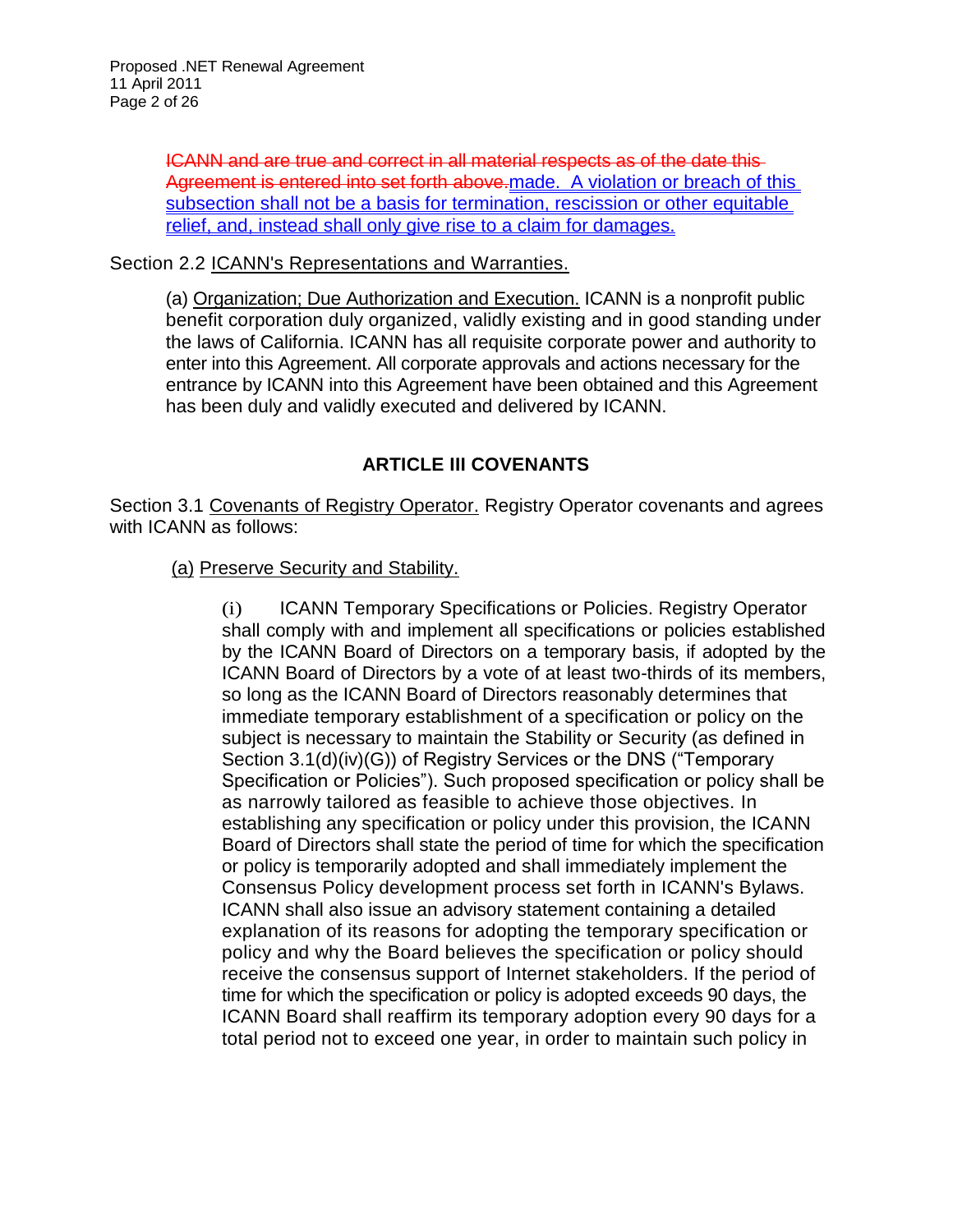~~ICANN and are true and correct in all material respects as of the date this Agreement is entered into set forth above.~~made. A violation or breach of this subsection shall not be a basis for termination, rescission or other equitable relief, and, instead shall only give rise to a claim for damages.

Section 2.2 ICANN's Representations and Warranties.

(a) Organization; Due Authorization and Execution. ICANN is a nonprofit public benefit corporation duly organized, validly existing and in good standing under the laws of California. ICANN has all requisite corporate power and authority to enter into this Agreement. All corporate approvals and actions necessary for the entrance by ICANN into this Agreement have been obtained and this Agreement has been duly and validly executed and delivered by ICANN.

## ARTICLE III COVENANTS

Section 3.1 Covenants of Registry Operator. Registry Operator covenants and agrees with ICANN as follows:

(a) Preserve Security and Stability.

(i) ICANN Temporary Specifications or Policies. Registry Operator shall comply with and implement all specifications or policies established by the ICANN Board of Directors on a temporary basis, if adopted by the ICANN Board of Directors by a vote of at least two-thirds of its members, so long as the ICANN Board of Directors reasonably determines that immediate temporary establishment of a specification or policy on the subject is necessary to maintain the Stability or Security (as defined in Section 3.1(d)(iv)(G)) of Registry Services or the DNS ("Temporary Specification or Policies"). Such proposed specification or policy shall be as narrowly tailored as feasible to achieve those objectives. In establishing any specification or policy under this provision, the ICANN Board of Directors shall state the period of time for which the specification or policy is temporarily adopted and shall immediately implement the Consensus Policy development process set forth in ICANN's Bylaws. ICANN shall also issue an advisory statement containing a detailed explanation of its reasons for adopting the temporary specification or policy and why the Board believes the specification or policy should receive the consensus support of Internet stakeholders. If the period of time for which the specification or policy is adopted exceeds 90 days, the ICANN Board shall reaffirm its temporary adoption every 90 days for a total period not to exceed one year, in order to maintain such policy in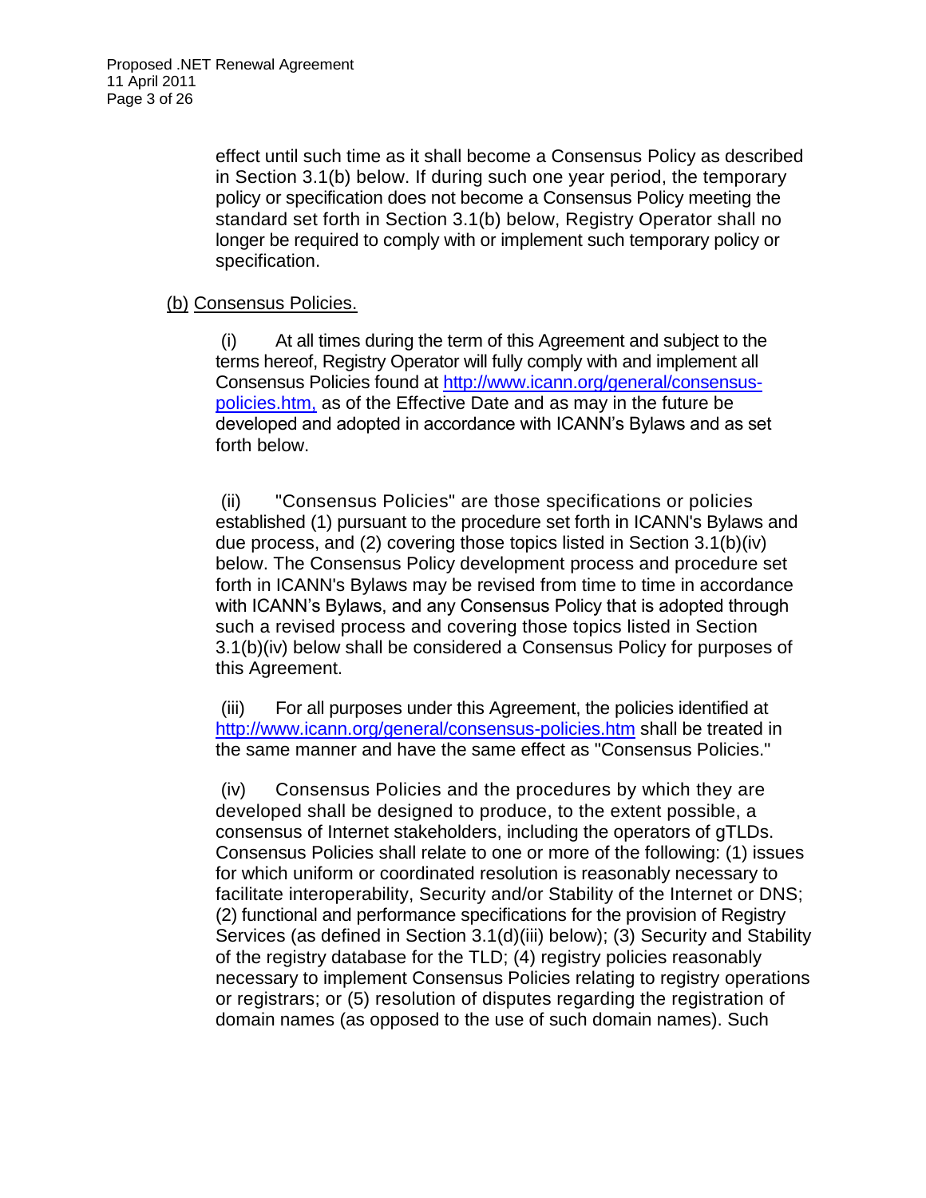effect until such time as it shall become a Consensus Policy as described in Section 3.1(b) below. If during such one year period, the temporary policy or specification does not become a Consensus Policy meeting the standard set forth in Section 3.1(b) below, Registry Operator shall no longer be required to comply with or implement such temporary policy or specification.

(b) Consensus Policies.

(i) At all times during the term of this Agreement and subject to the terms hereof, Registry Operator will fully comply with and implement all Consensus Policies found at http://www.icann.org/general/consensus-policies.htm, as of the Effective Date and as may in the future be developed and adopted in accordance with ICANN's Bylaws and as set forth below.

(ii) "Consensus Policies" are those specifications or policies established (1) pursuant to the procedure set forth in ICANN's Bylaws and due process, and (2) covering those topics listed in Section 3.1(b)(iv) below. The Consensus Policy development process and procedure set forth in ICANN's Bylaws may be revised from time to time in accordance with ICANN's Bylaws, and any Consensus Policy that is adopted through such a revised process and covering those topics listed in Section 3.1(b)(iv) below shall be considered a Consensus Policy for purposes of this Agreement.

(iii) For all purposes under this Agreement, the policies identified at http://www.icann.org/general/consensus-policies.htm shall be treated in the same manner and have the same effect as "Consensus Policies."

(iv) Consensus Policies and the procedures by which they are developed shall be designed to produce, to the extent possible, a consensus of Internet stakeholders, including the operators of gTLDs. Consensus Policies shall relate to one or more of the following: (1) issues for which uniform or coordinated resolution is reasonably necessary to facilitate interoperability, Security and/or Stability of the Internet or DNS; (2) functional and performance specifications for the provision of Registry Services (as defined in Section 3.1(d)(iii) below); (3) Security and Stability of the registry database for the TLD; (4) registry policies reasonably necessary to implement Consensus Policies relating to registry operations or registrars; or (5) resolution of disputes regarding the registration of domain names (as opposed to the use of such domain names). Such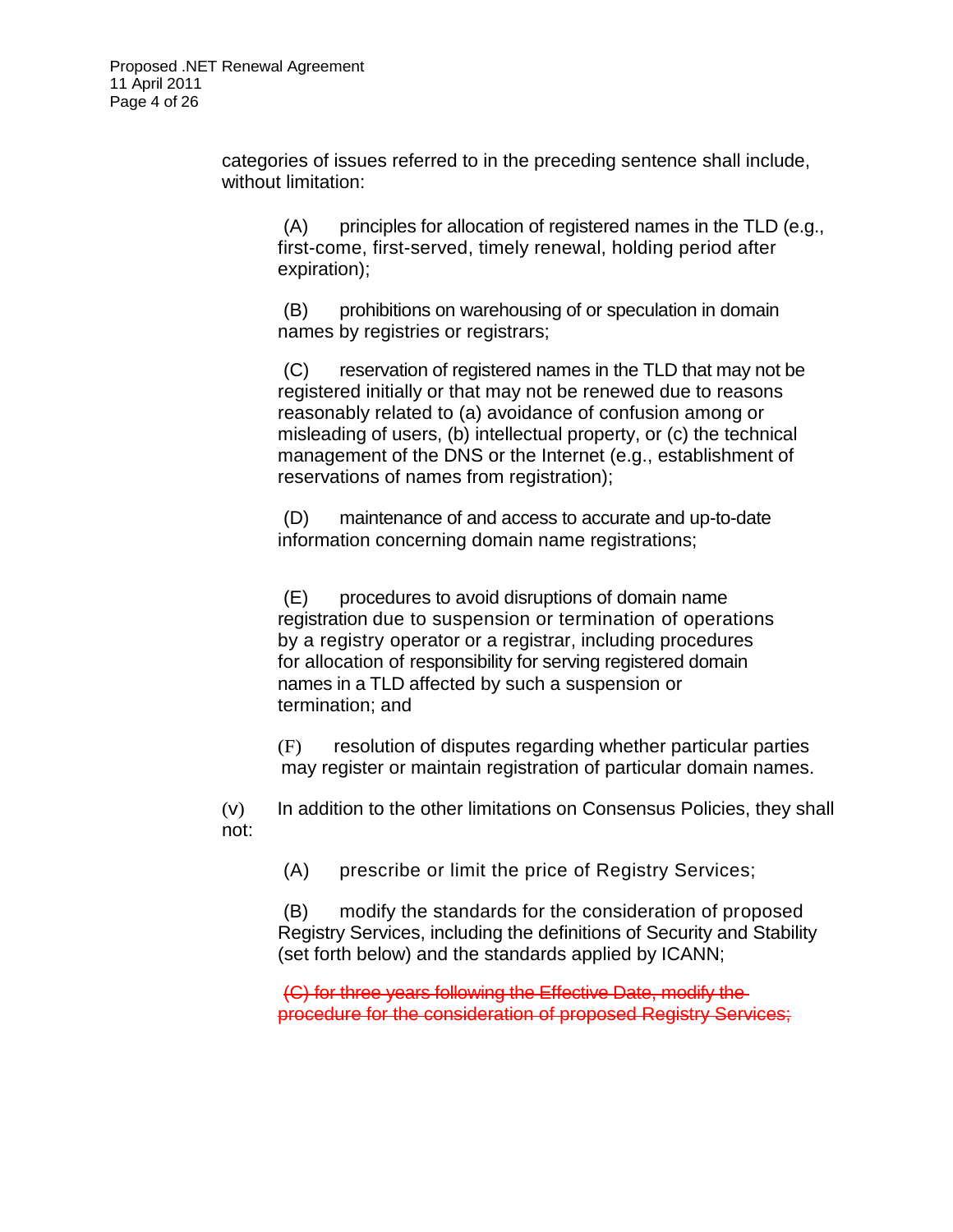categories of issues referred to in the preceding sentence shall include, without limitation:

(A) principles for allocation of registered names in the TLD (e.g., first-come, first-served, timely renewal, holding period after expiration);

(B) prohibitions on warehousing of or speculation in domain names by registries or registrars;

(C) reservation of registered names in the TLD that may not be registered initially or that may not be renewed due to reasons reasonably related to (a) avoidance of confusion among or misleading of users, (b) intellectual property, or (c) the technical management of the DNS or the Internet (e.g., establishment of reservations of names from registration);

(D) maintenance of and access to accurate and up-to-date information concerning domain name registrations;

(E) procedures to avoid disruptions of domain name registration due to suspension or termination of operations by a registry operator or a registrar, including procedures for allocation of responsibility for serving registered domain names in a TLD affected by such a suspension or termination; and

(F) resolution of disputes regarding whether particular parties may register or maintain registration of particular domain names.

(v) In addition to the other limitations on Consensus Policies, they shall not:

(A) prescribe or limit the price of Registry Services;

(B) modify the standards for the consideration of proposed Registry Services, including the definitions of Security and Stability (set forth below) and the standards applied by ICANN;

~~(C) for three years following the Effective Date, modify the procedure for the consideration of proposed Registry Services;~~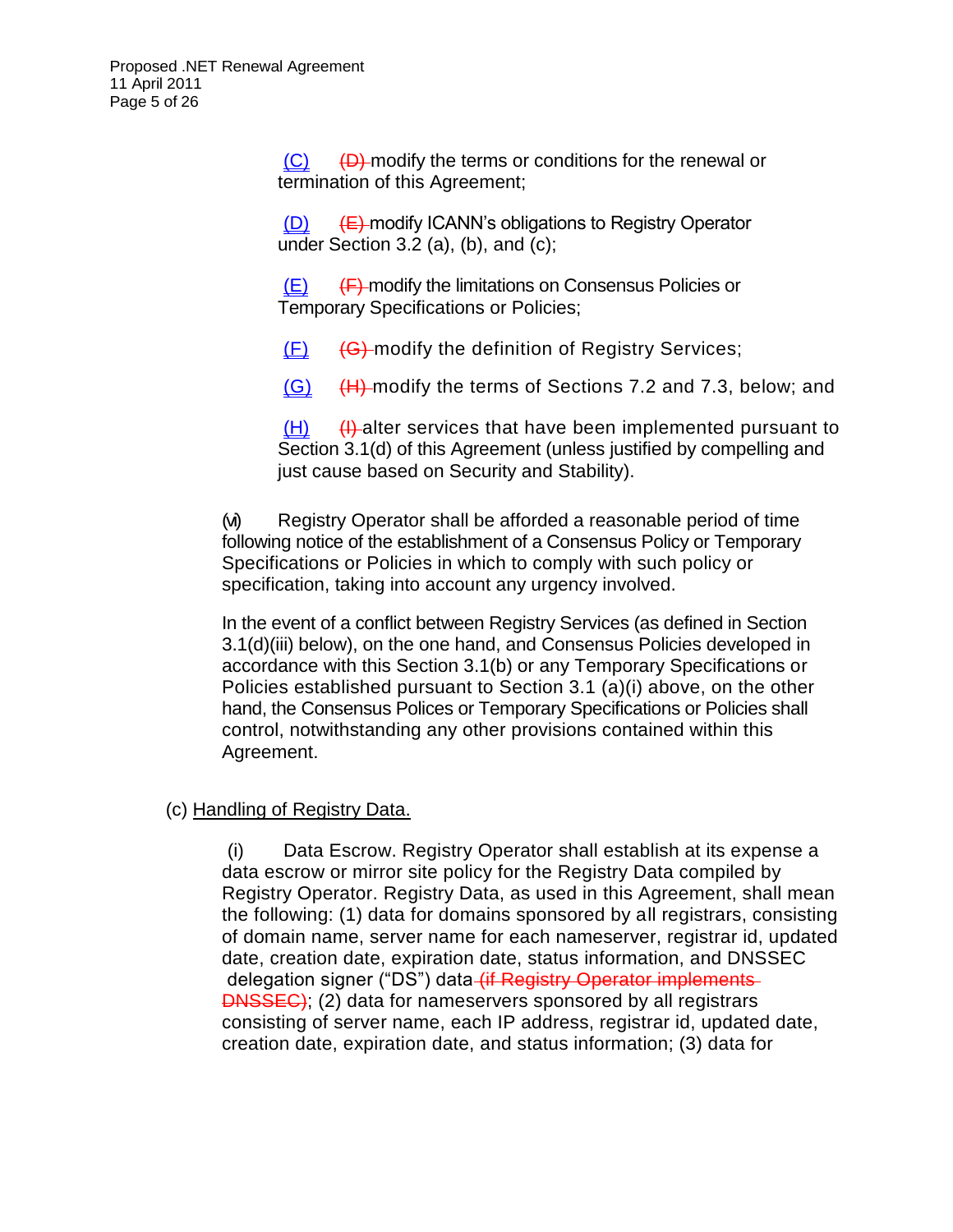(C) ~~(D)~~ modify the terms or conditions for the renewal or termination of this Agreement;

(D) ~~(E)~~ modify ICANN's obligations to Registry Operator under Section 3.2 (a), (b), and (c);

(E) ~~(F)~~ modify the limitations on Consensus Policies or Temporary Specifications or Policies;

(F) ~~(G)~~ modify the definition of Registry Services;

(G) ~~(H)~~ modify the terms of Sections 7.2 and 7.3, below; and

(H) ~~(I)~~ alter services that have been implemented pursuant to Section 3.1(d) of this Agreement (unless justified by compelling and just cause based on Security and Stability).

(vi) Registry Operator shall be afforded a reasonable period of time following notice of the establishment of a Consensus Policy or Temporary Specifications or Policies in which to comply with such policy or specification, taking into account any urgency involved.

In the event of a conflict between Registry Services (as defined in Section 3.1(d)(iii) below), on the one hand, and Consensus Policies developed in accordance with this Section 3.1(b) or any Temporary Specifications or Policies established pursuant to Section 3.1 (a)(i) above, on the other hand, the Consensus Polices or Temporary Specifications or Policies shall control, notwithstanding any other provisions contained within this Agreement.

(c) Handling of Registry Data.

(i) Data Escrow. Registry Operator shall establish at its expense a data escrow or mirror site policy for the Registry Data compiled by Registry Operator. Registry Data, as used in this Agreement, shall mean the following: (1) data for domains sponsored by all registrars, consisting of domain name, server name for each nameserver, registrar id, updated date, creation date, expiration date, status information, and DNSSEC delegation signer ("DS") data ~~(if Registry Operator implements DNSSEC)~~; (2) data for nameservers sponsored by all registrars consisting of server name, each IP address, registrar id, updated date, creation date, expiration date, and status information; (3) data for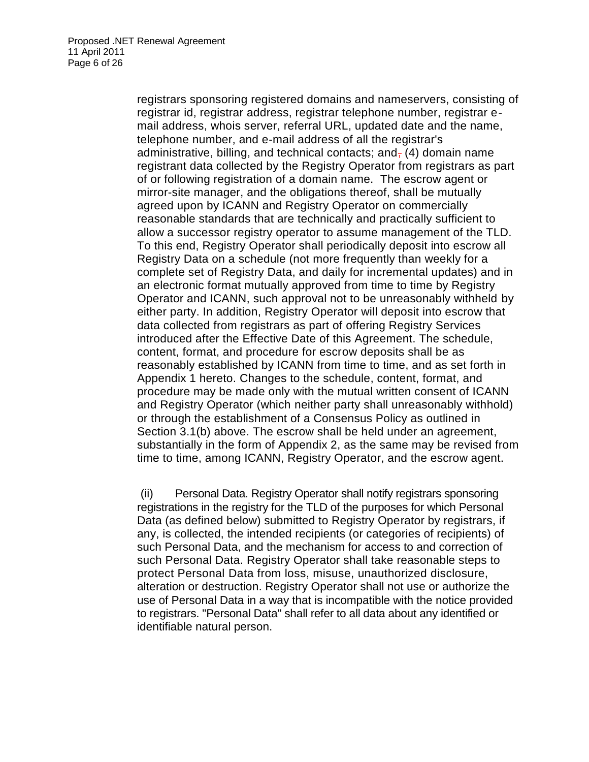registrars sponsoring registered domains and nameservers, consisting of registrar id, registrar address, registrar telephone number, registrar e-mail address, whois server, referral URL, updated date and the name, telephone number, and e-mail address of all the registrar's administrative, billing, and technical contacts; and, (4) domain name registrant data collected by the Registry Operator from registrars as part of or following registration of a domain name. The escrow agent or mirror-site manager, and the obligations thereof, shall be mutually agreed upon by ICANN and Registry Operator on commercially reasonable standards that are technically and practically sufficient to allow a successor registry operator to assume management of the TLD. To this end, Registry Operator shall periodically deposit into escrow all Registry Data on a schedule (not more frequently than weekly for a complete set of Registry Data, and daily for incremental updates) and in an electronic format mutually approved from time to time by Registry Operator and ICANN, such approval not to be unreasonably withheld by either party. In addition, Registry Operator will deposit into escrow that data collected from registrars as part of offering Registry Services introduced after the Effective Date of this Agreement. The schedule, content, format, and procedure for escrow deposits shall be as reasonably established by ICANN from time to time, and as set forth in Appendix 1 hereto. Changes to the schedule, content, format, and procedure may be made only with the mutual written consent of ICANN and Registry Operator (which neither party shall unreasonably withhold) or through the establishment of a Consensus Policy as outlined in Section 3.1(b) above. The escrow shall be held under an agreement, substantially in the form of Appendix 2, as the same may be revised from time to time, among ICANN, Registry Operator, and the escrow agent.

(ii) Personal Data. Registry Operator shall notify registrars sponsoring registrations in the registry for the TLD of the purposes for which Personal Data (as defined below) submitted to Registry Operator by registrars, if any, is collected, the intended recipients (or categories of recipients) of such Personal Data, and the mechanism for access to and correction of such Personal Data. Registry Operator shall take reasonable steps to protect Personal Data from loss, misuse, unauthorized disclosure, alteration or destruction. Registry Operator shall not use or authorize the use of Personal Data in a way that is incompatible with the notice provided to registrars. "Personal Data" shall refer to all data about any identified or identifiable natural person.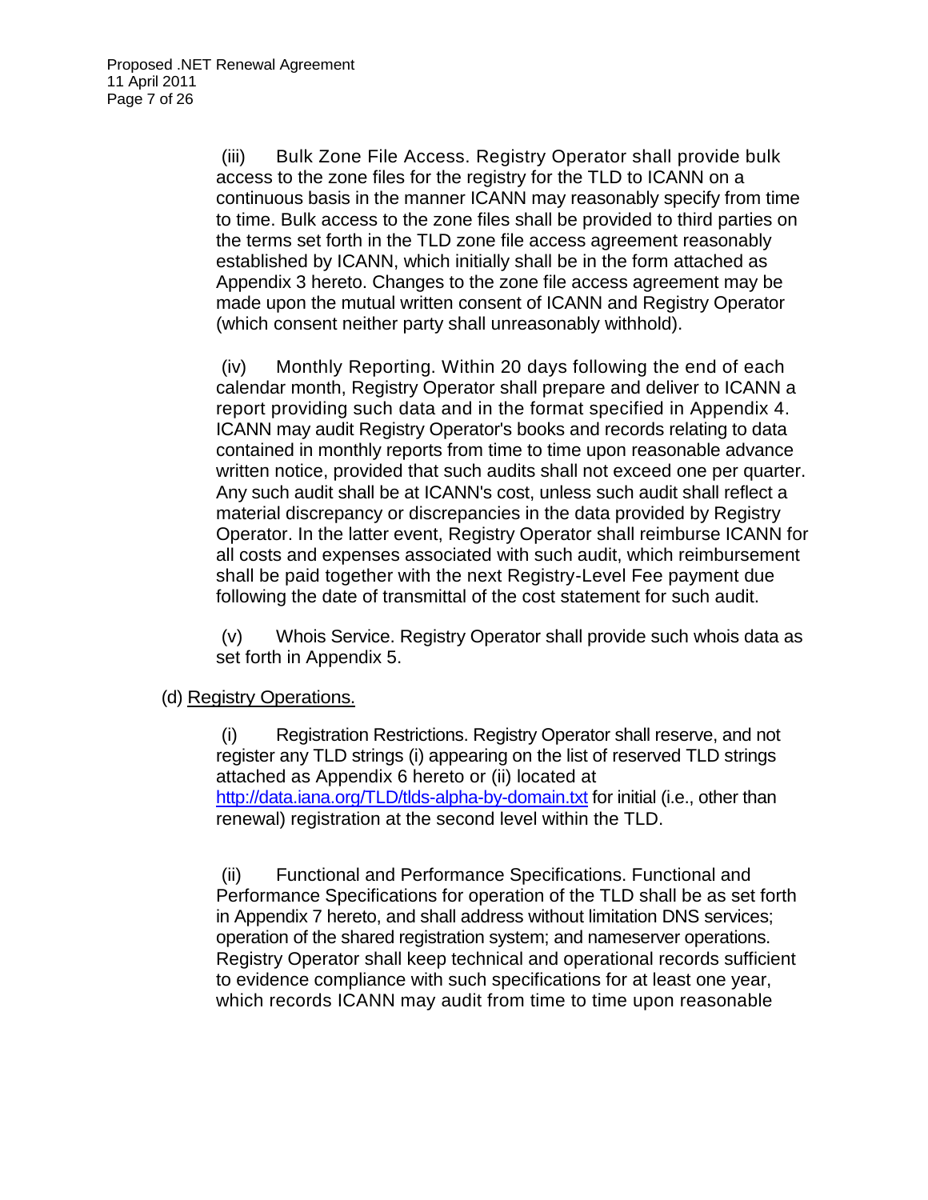(iii) Bulk Zone File Access. Registry Operator shall provide bulk access to the zone files for the registry for the TLD to ICANN on a continuous basis in the manner ICANN may reasonably specify from time to time. Bulk access to the zone files shall be provided to third parties on the terms set forth in the TLD zone file access agreement reasonably established by ICANN, which initially shall be in the form attached as Appendix 3 hereto. Changes to the zone file access agreement may be made upon the mutual written consent of ICANN and Registry Operator (which consent neither party shall unreasonably withhold).

(iv) Monthly Reporting. Within 20 days following the end of each calendar month, Registry Operator shall prepare and deliver to ICANN a report providing such data and in the format specified in Appendix 4. ICANN may audit Registry Operator's books and records relating to data contained in monthly reports from time to time upon reasonable advance written notice, provided that such audits shall not exceed one per quarter. Any such audit shall be at ICANN's cost, unless such audit shall reflect a material discrepancy or discrepancies in the data provided by Registry Operator. In the latter event, Registry Operator shall reimburse ICANN for all costs and expenses associated with such audit, which reimbursement shall be paid together with the next Registry-Level Fee payment due following the date of transmittal of the cost statement for such audit.

(v) Whois Service. Registry Operator shall provide such whois data as set forth in Appendix 5.

(d) <u>Registry Operations.</u>

(i) Registration Restrictions. Registry Operator shall reserve, and not register any TLD strings (i) appearing on the list of reserved TLD strings attached as Appendix 6 hereto or (ii) located at [http://data.iana.org/TLD/tlds-alpha-by-domain.txt](http://data.iana.org/TLD/tlds-alpha-by-domain.txt) for initial (i.e., other than renewal) registration at the second level within the TLD.

(ii) Functional and Performance Specifications. Functional and Performance Specifications for operation of the TLD shall be as set forth in Appendix 7 hereto, and shall address without limitation DNS services; operation of the shared registration system; and nameserver operations. Registry Operator shall keep technical and operational records sufficient to evidence compliance with such specifications for at least one year, which records ICANN may audit from time to time upon reasonable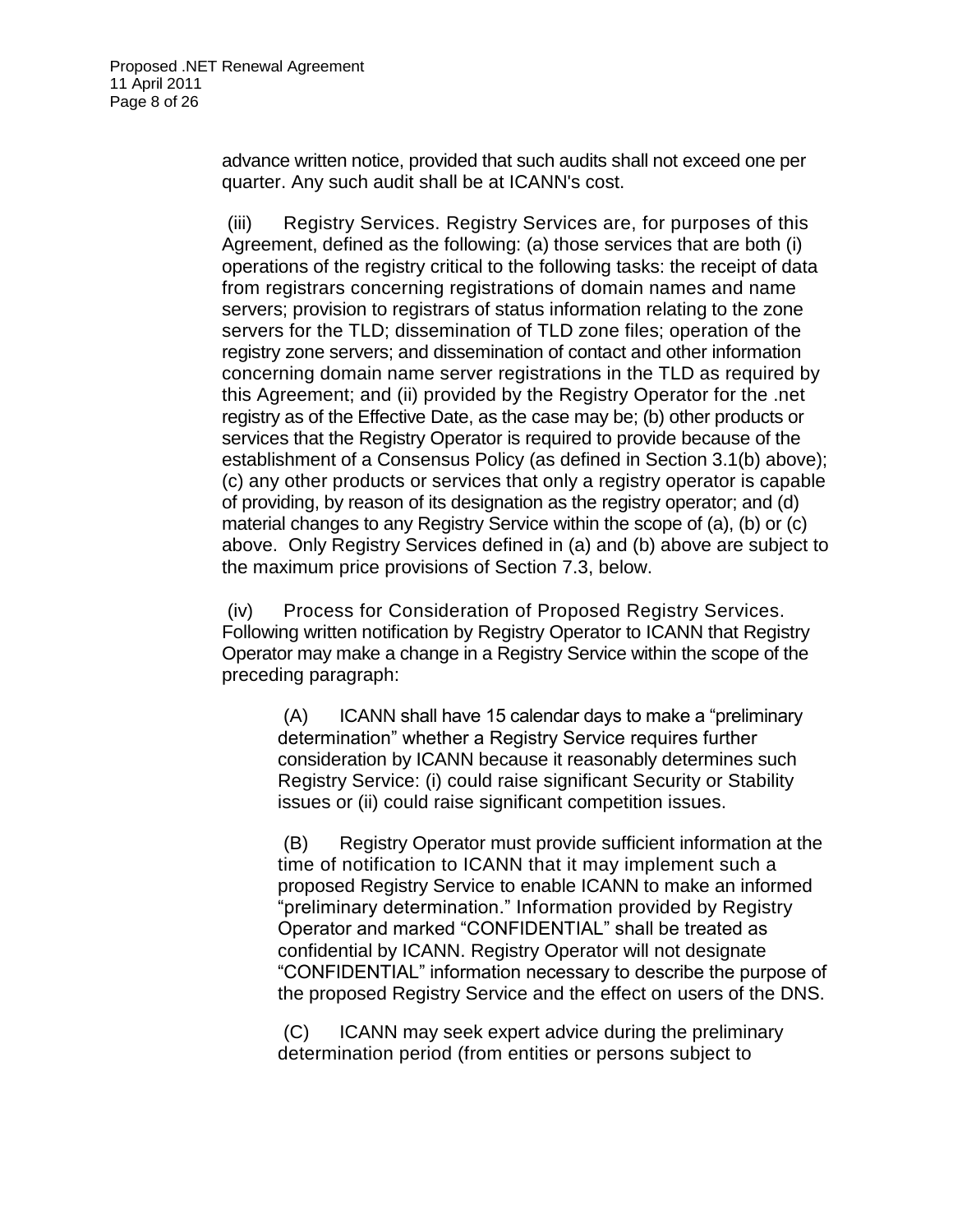advance written notice, provided that such audits shall not exceed one per quarter. Any such audit shall be at ICANN's cost.

(iii) Registry Services. Registry Services are, for purposes of this Agreement, defined as the following: (a) those services that are both (i) operations of the registry critical to the following tasks: the receipt of data from registrars concerning registrations of domain names and name servers; provision to registrars of status information relating to the zone servers for the TLD; dissemination of TLD zone files; operation of the registry zone servers; and dissemination of contact and other information concerning domain name server registrations in the TLD as required by this Agreement; and (ii) provided by the Registry Operator for the .net registry as of the Effective Date, as the case may be; (b) other products or services that the Registry Operator is required to provide because of the establishment of a Consensus Policy (as defined in Section 3.1(b) above); (c) any other products or services that only a registry operator is capable of providing, by reason of its designation as the registry operator; and (d) material changes to any Registry Service within the scope of (a), (b) or (c) above. Only Registry Services defined in (a) and (b) above are subject to the maximum price provisions of Section 7.3, below.

(iv) Process for Consideration of Proposed Registry Services. Following written notification by Registry Operator to ICANN that Registry Operator may make a change in a Registry Service within the scope of the preceding paragraph:

(A) ICANN shall have 15 calendar days to make a "preliminary determination" whether a Registry Service requires further consideration by ICANN because it reasonably determines such Registry Service: (i) could raise significant Security or Stability issues or (ii) could raise significant competition issues.

(B) Registry Operator must provide sufficient information at the time of notification to ICANN that it may implement such a proposed Registry Service to enable ICANN to make an informed "preliminary determination." Information provided by Registry Operator and marked "CONFIDENTIAL" shall be treated as confidential by ICANN. Registry Operator will not designate "CONFIDENTIAL" information necessary to describe the purpose of the proposed Registry Service and the effect on users of the DNS.

(C) ICANN may seek expert advice during the preliminary determination period (from entities or persons subject to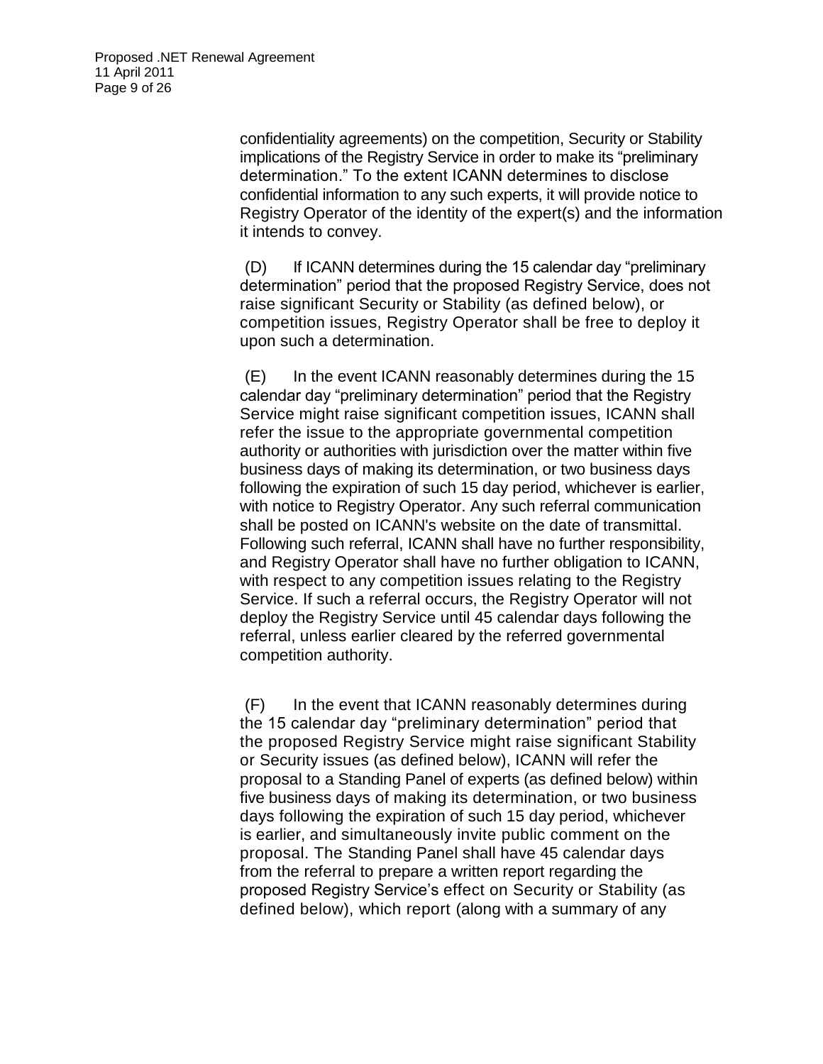confidentiality agreements) on the competition, Security or Stability implications of the Registry Service in order to make its "preliminary determination." To the extent ICANN determines to disclose confidential information to any such experts, it will provide notice to Registry Operator of the identity of the expert(s) and the information it intends to convey.

(D) If ICANN determines during the 15 calendar day "preliminary determination" period that the proposed Registry Service, does not raise significant Security or Stability (as defined below), or competition issues, Registry Operator shall be free to deploy it upon such a determination.

(E) In the event ICANN reasonably determines during the 15 calendar day "preliminary determination" period that the Registry Service might raise significant competition issues, ICANN shall refer the issue to the appropriate governmental competition authority or authorities with jurisdiction over the matter within five business days of making its determination, or two business days following the expiration of such 15 day period, whichever is earlier, with notice to Registry Operator. Any such referral communication shall be posted on ICANN's website on the date of transmittal. Following such referral, ICANN shall have no further responsibility, and Registry Operator shall have no further obligation to ICANN, with respect to any competition issues relating to the Registry Service. If such a referral occurs, the Registry Operator will not deploy the Registry Service until 45 calendar days following the referral, unless earlier cleared by the referred governmental competition authority.

(F) In the event that ICANN reasonably determines during the 15 calendar day "preliminary determination" period that the proposed Registry Service might raise significant Stability or Security issues (as defined below), ICANN will refer the proposal to a Standing Panel of experts (as defined below) within five business days of making its determination, or two business days following the expiration of such 15 day period, whichever is earlier, and simultaneously invite public comment on the proposal. The Standing Panel shall have 45 calendar days from the referral to prepare a written report regarding the proposed Registry Service's effect on Security or Stability (as defined below), which report (along with a summary of any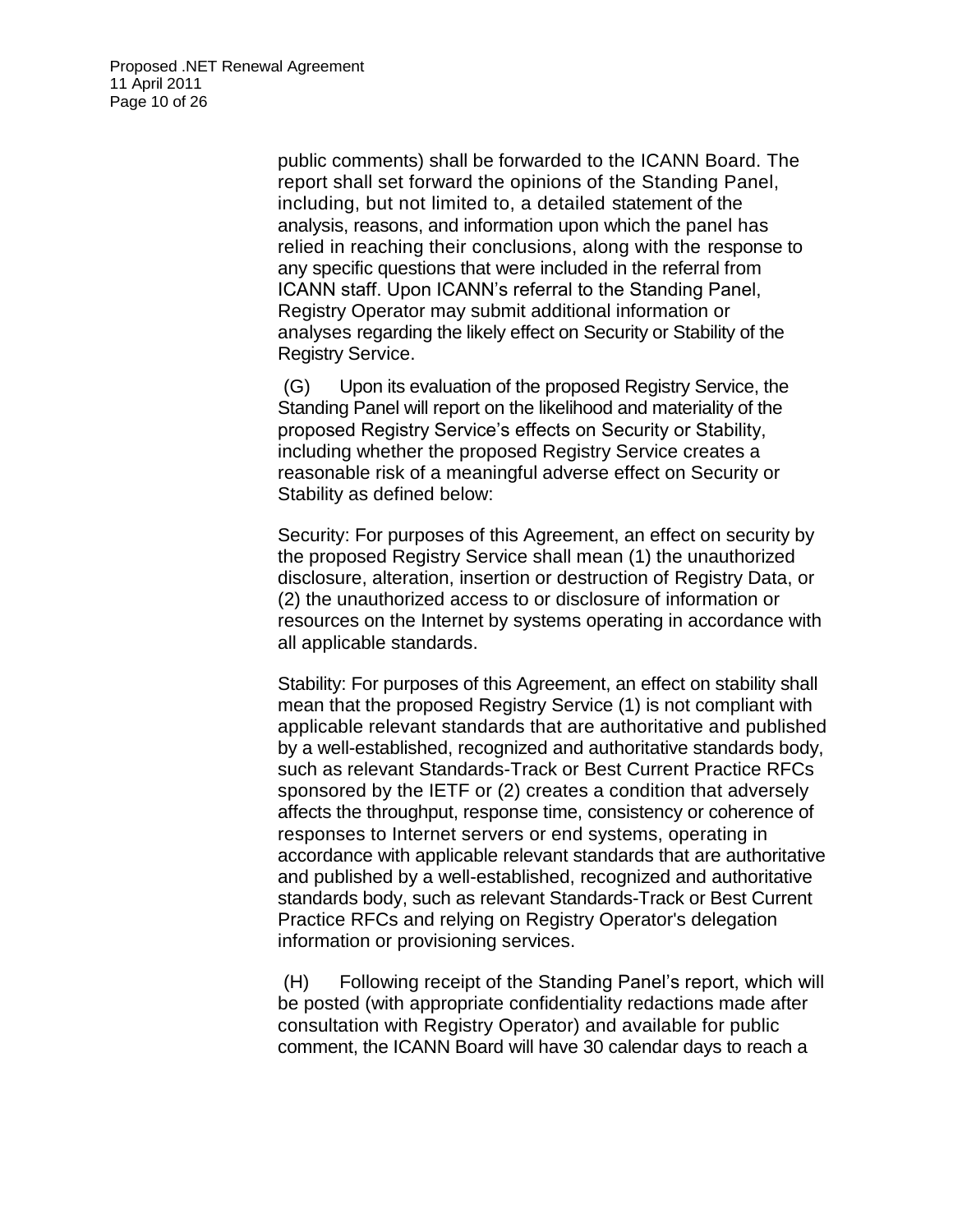public comments) shall be forwarded to the ICANN Board. The report shall set forward the opinions of the Standing Panel, including, but not limited to, a detailed statement of the analysis, reasons, and information upon which the panel has relied in reaching their conclusions, along with the response to any specific questions that were included in the referral from ICANN staff. Upon ICANN's referral to the Standing Panel, Registry Operator may submit additional information or analyses regarding the likely effect on Security or Stability of the Registry Service.

(G) Upon its evaluation of the proposed Registry Service, the Standing Panel will report on the likelihood and materiality of the proposed Registry Service's effects on Security or Stability, including whether the proposed Registry Service creates a reasonable risk of a meaningful adverse effect on Security or Stability as defined below:

Security: For purposes of this Agreement, an effect on security by the proposed Registry Service shall mean (1) the unauthorized disclosure, alteration, insertion or destruction of Registry Data, or (2) the unauthorized access to or disclosure of information or resources on the Internet by systems operating in accordance with all applicable standards.

Stability: For purposes of this Agreement, an effect on stability shall mean that the proposed Registry Service (1) is not compliant with applicable relevant standards that are authoritative and published by a well-established, recognized and authoritative standards body, such as relevant Standards-Track or Best Current Practice RFCs sponsored by the IETF or (2) creates a condition that adversely affects the throughput, response time, consistency or coherence of responses to Internet servers or end systems, operating in accordance with applicable relevant standards that are authoritative and published by a well-established, recognized and authoritative standards body, such as relevant Standards-Track or Best Current Practice RFCs and relying on Registry Operator's delegation information or provisioning services.

(H) Following receipt of the Standing Panel's report, which will be posted (with appropriate confidentiality redactions made after consultation with Registry Operator) and available for public comment, the ICANN Board will have 30 calendar days to reach a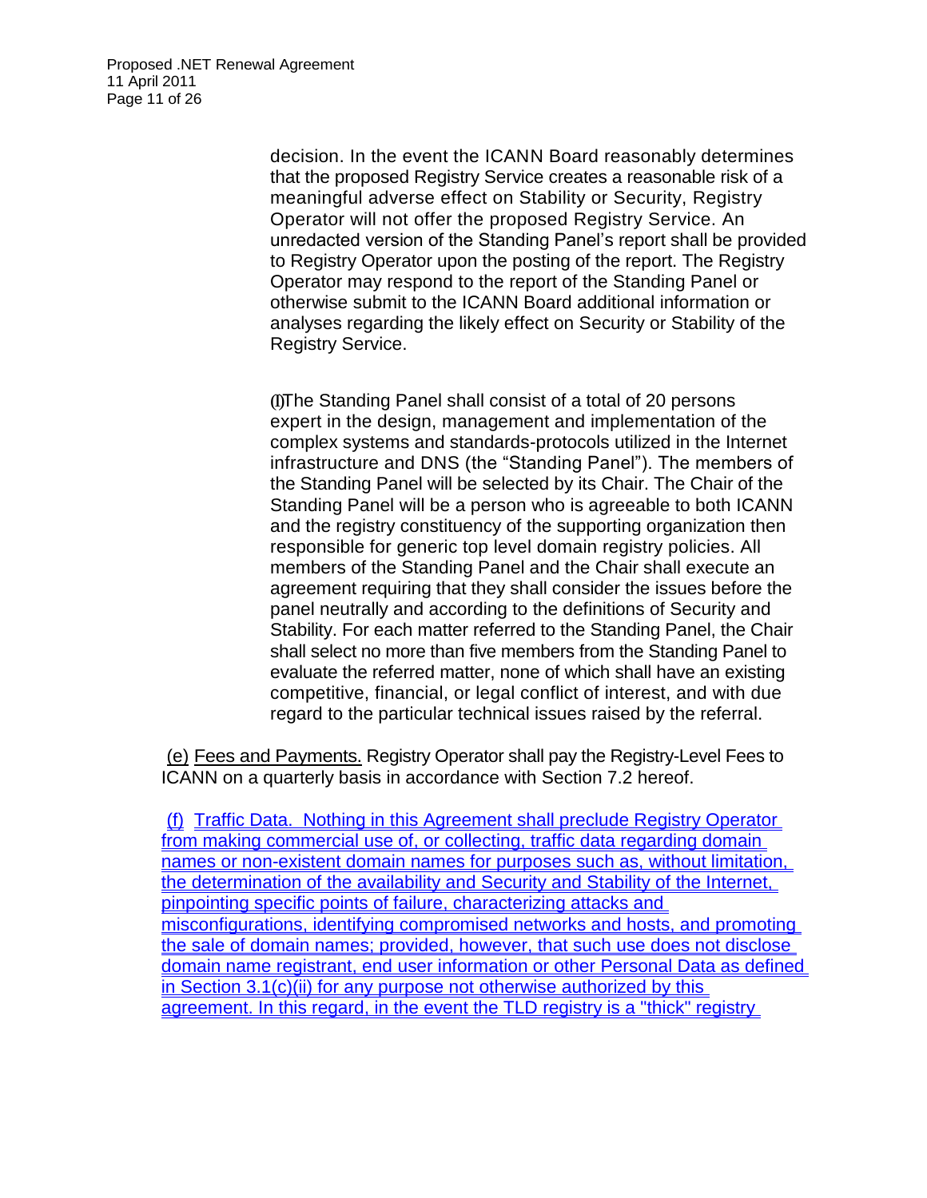decision. In the event the ICANN Board reasonably determines that the proposed Registry Service creates a reasonable risk of a meaningful adverse effect on Stability or Security, Registry Operator will not offer the proposed Registry Service. An unredacted version of the Standing Panel's report shall be provided to Registry Operator upon the posting of the report. The Registry Operator may respond to the report of the Standing Panel or otherwise submit to the ICANN Board additional information or analyses regarding the likely effect on Security or Stability of the Registry Service.

(I)The Standing Panel shall consist of a total of 20 persons expert in the design, management and implementation of the complex systems and standards-protocols utilized in the Internet infrastructure and DNS (the "Standing Panel"). The members of the Standing Panel will be selected by its Chair. The Chair of the Standing Panel will be a person who is agreeable to both ICANN and the registry constituency of the supporting organization then responsible for generic top level domain registry policies. All members of the Standing Panel and the Chair shall execute an agreement requiring that they shall consider the issues before the panel neutrally and according to the definitions of Security and Stability. For each matter referred to the Standing Panel, the Chair shall select no more than five members from the Standing Panel to evaluate the referred matter, none of which shall have an existing competitive, financial, or legal conflict of interest, and with due regard to the particular technical issues raised by the referral.

(e) Fees and Payments. Registry Operator shall pay the Registry-Level Fees to ICANN on a quarterly basis in accordance with Section 7.2 hereof.

(f) Traffic Data. Nothing in this Agreement shall preclude Registry Operator from making commercial use of, or collecting, traffic data regarding domain names or non-existent domain names for purposes such as, without limitation, the determination of the availability and Security and Stability of the Internet, pinpointing specific points of failure, characterizing attacks and misconfigurations, identifying compromised networks and hosts, and promoting the sale of domain names; provided, however, that such use does not disclose domain name registrant, end user information or other Personal Data as defined in Section 3.1(c)(ii) for any purpose not otherwise authorized by this agreement. In this regard, in the event the TLD registry is a "thick" registry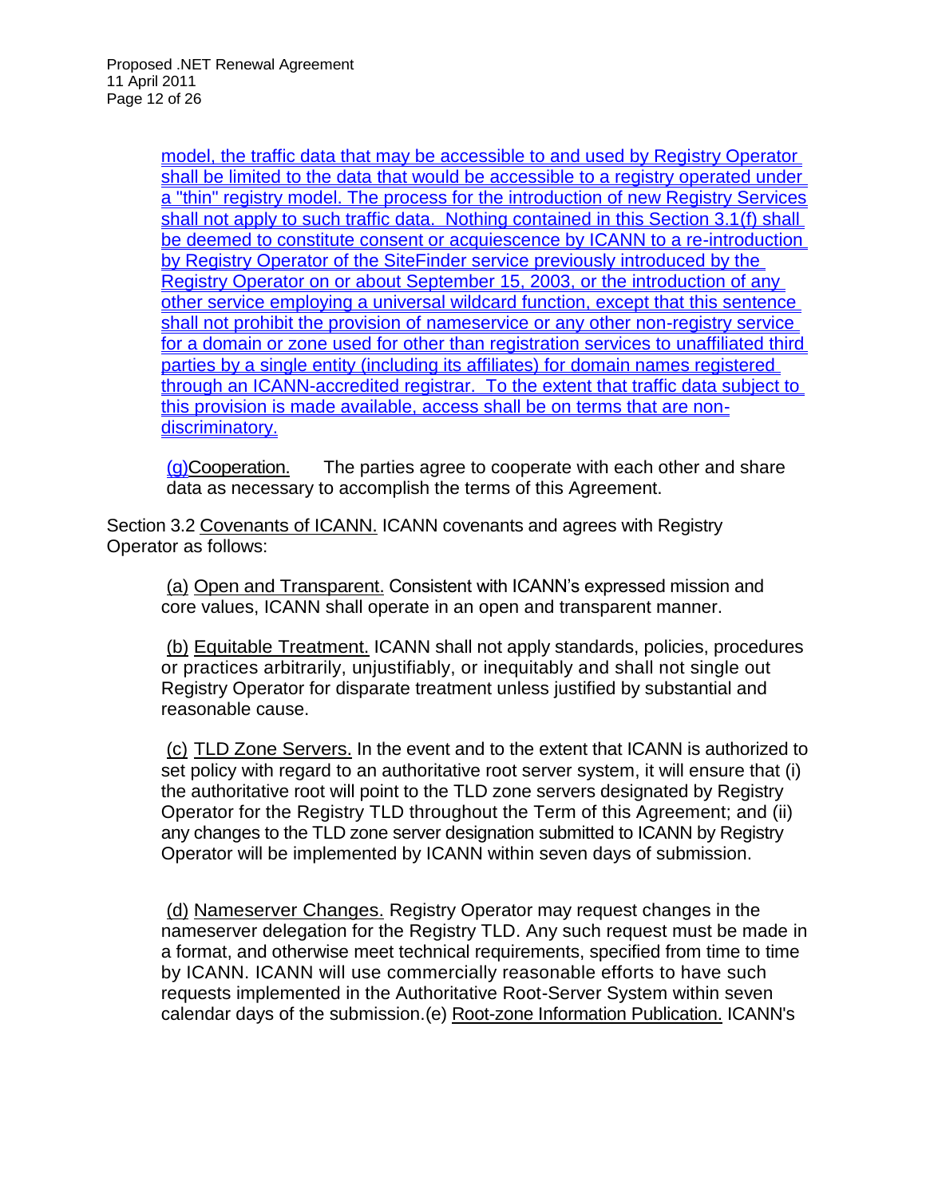model, the traffic data that may be accessible to and used by Registry Operator shall be limited to the data that would be accessible to a registry operated under a "thin" registry model. The process for the introduction of new Registry Services shall not apply to such traffic data. Nothing contained in this Section 3.1(f) shall be deemed to constitute consent or acquiescence by ICANN to a re-introduction by Registry Operator of the SiteFinder service previously introduced by the Registry Operator on or about September 15, 2003, or the introduction of any other service employing a universal wildcard function, except that this sentence shall not prohibit the provision of nameservice or any other non-registry service for a domain or zone used for other than registration services to unaffiliated third parties by a single entity (including its affiliates) for domain names registered through an ICANN-accredited registrar. To the extent that traffic data subject to this provision is made available, access shall be on terms that are non-discriminatory.

(g) Cooperation. The parties agree to cooperate with each other and share data as necessary to accomplish the terms of this Agreement.

Section 3.2 Covenants of ICANN. ICANN covenants and agrees with Registry Operator as follows:

(a) Open and Transparent. Consistent with ICANN's expressed mission and core values, ICANN shall operate in an open and transparent manner.

(b) Equitable Treatment. ICANN shall not apply standards, policies, procedures or practices arbitrarily, unjustifiably, or inequitably and shall not single out Registry Operator for disparate treatment unless justified by substantial and reasonable cause.

(c) TLD Zone Servers. In the event and to the extent that ICANN is authorized to set policy with regard to an authoritative root server system, it will ensure that (i) the authoritative root will point to the TLD zone servers designated by Registry Operator for the Registry TLD throughout the Term of this Agreement; and (ii) any changes to the TLD zone server designation submitted to ICANN by Registry Operator will be implemented by ICANN within seven days of submission.

(d) Nameserver Changes. Registry Operator may request changes in the nameserver delegation for the Registry TLD. Any such request must be made in a format, and otherwise meet technical requirements, specified from time to time by ICANN. ICANN will use commercially reasonable efforts to have such requests implemented in the Authoritative Root-Server System within seven calendar days of the submission.(e) Root-zone Information Publication. ICANN's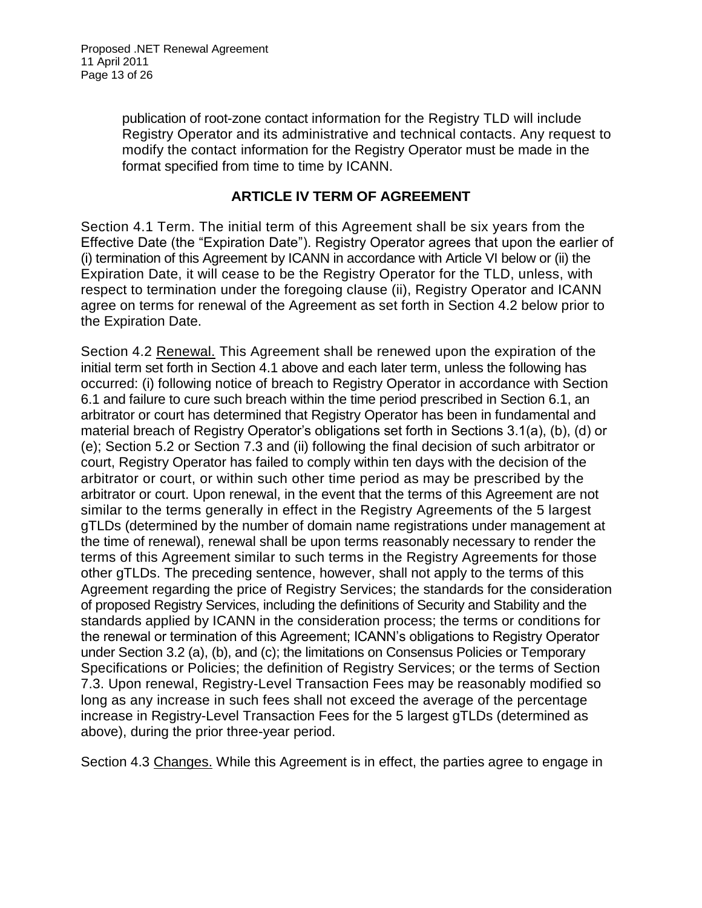publication of root-zone contact information for the Registry TLD will include Registry Operator and its administrative and technical contacts. Any request to modify the contact information for the Registry Operator must be made in the format specified from time to time by ICANN.

## ARTICLE IV TERM OF AGREEMENT

Section 4.1 Term. The initial term of this Agreement shall be six years from the Effective Date (the "Expiration Date"). Registry Operator agrees that upon the earlier of (i) termination of this Agreement by ICANN in accordance with Article VI below or (ii) the Expiration Date, it will cease to be the Registry Operator for the TLD, unless, with respect to termination under the foregoing clause (ii), Registry Operator and ICANN agree on terms for renewal of the Agreement as set forth in Section 4.2 below prior to the Expiration Date.

Section 4.2 Renewal. This Agreement shall be renewed upon the expiration of the initial term set forth in Section 4.1 above and each later term, unless the following has occurred: (i) following notice of breach to Registry Operator in accordance with Section 6.1 and failure to cure such breach within the time period prescribed in Section 6.1, an arbitrator or court has determined that Registry Operator has been in fundamental and material breach of Registry Operator's obligations set forth in Sections 3.1(a), (b), (d) or (e); Section 5.2 or Section 7.3 and (ii) following the final decision of such arbitrator or court, Registry Operator has failed to comply within ten days with the decision of the arbitrator or court, or within such other time period as may be prescribed by the arbitrator or court. Upon renewal, in the event that the terms of this Agreement are not similar to the terms generally in effect in the Registry Agreements of the 5 largest gTLDs (determined by the number of domain name registrations under management at the time of renewal), renewal shall be upon terms reasonably necessary to render the terms of this Agreement similar to such terms in the Registry Agreements for those other gTLDs. The preceding sentence, however, shall not apply to the terms of this Agreement regarding the price of Registry Services; the standards for the consideration of proposed Registry Services, including the definitions of Security and Stability and the standards applied by ICANN in the consideration process; the terms or conditions for the renewal or termination of this Agreement; ICANN's obligations to Registry Operator under Section 3.2 (a), (b), and (c); the limitations on Consensus Policies or Temporary Specifications or Policies; the definition of Registry Services; or the terms of Section 7.3. Upon renewal, Registry-Level Transaction Fees may be reasonably modified so long as any increase in such fees shall not exceed the average of the percentage increase in Registry-Level Transaction Fees for the 5 largest gTLDs (determined as above), during the prior three-year period.

Section 4.3 Changes. While this Agreement is in effect, the parties agree to engage in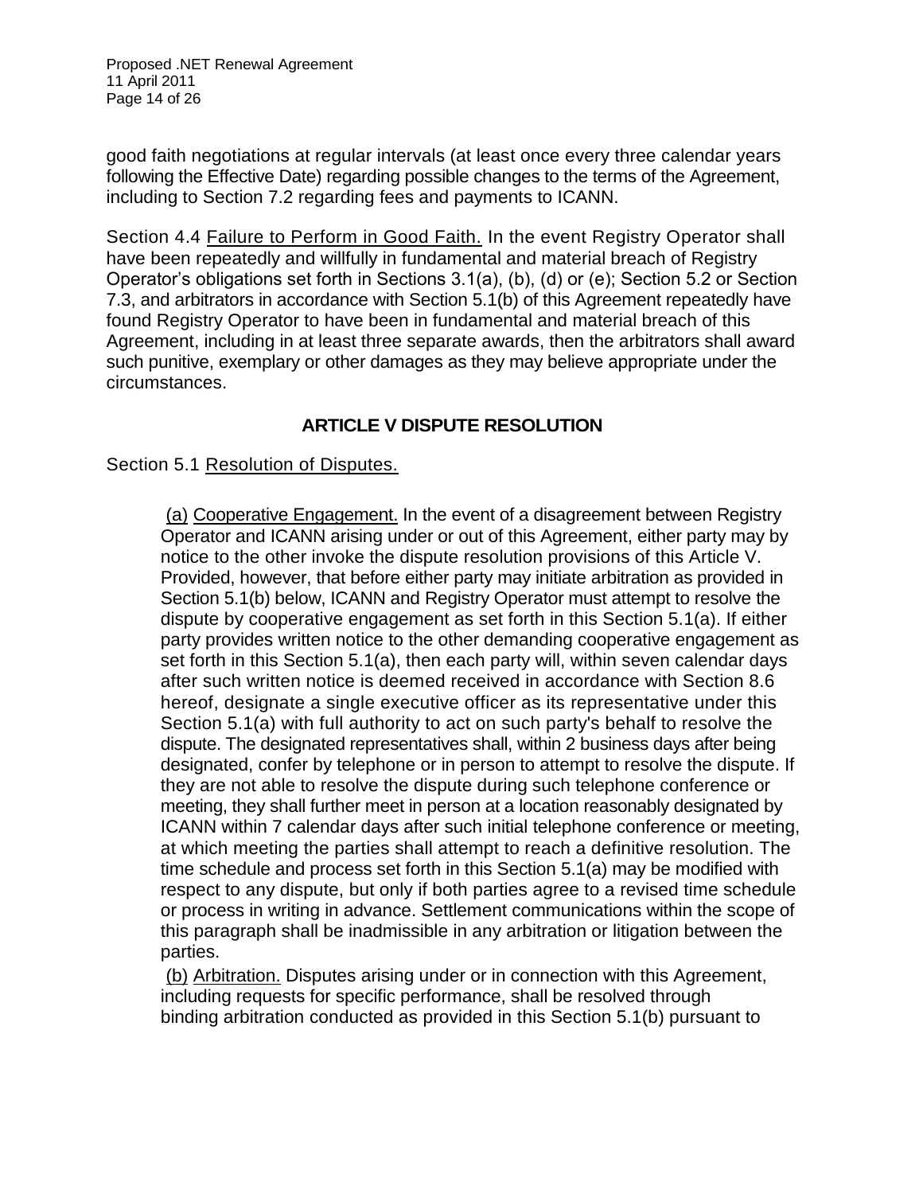good faith negotiations at regular intervals (at least once every three calendar years following the Effective Date) regarding possible changes to the terms of the Agreement, including to Section 7.2 regarding fees and payments to ICANN.

Section 4.4 Failure to Perform in Good Faith. In the event Registry Operator shall have been repeatedly and willfully in fundamental and material breach of Registry Operator's obligations set forth in Sections 3.1(a), (b), (d) or (e); Section 5.2 or Section 7.3, and arbitrators in accordance with Section 5.1(b) of this Agreement repeatedly have found Registry Operator to have been in fundamental and material breach of this Agreement, including in at least three separate awards, then the arbitrators shall award such punitive, exemplary or other damages as they may believe appropriate under the circumstances.

## ARTICLE V DISPUTE RESOLUTION

Section 5.1 Resolution of Disputes.

(a) Cooperative Engagement. In the event of a disagreement between Registry Operator and ICANN arising under or out of this Agreement, either party may by notice to the other invoke the dispute resolution provisions of this Article V. Provided, however, that before either party may initiate arbitration as provided in Section 5.1(b) below, ICANN and Registry Operator must attempt to resolve the dispute by cooperative engagement as set forth in this Section 5.1(a). If either party provides written notice to the other demanding cooperative engagement as set forth in this Section 5.1(a), then each party will, within seven calendar days after such written notice is deemed received in accordance with Section 8.6 hereof, designate a single executive officer as its representative under this Section 5.1(a) with full authority to act on such party's behalf to resolve the dispute. The designated representatives shall, within 2 business days after being designated, confer by telephone or in person to attempt to resolve the dispute. If they are not able to resolve the dispute during such telephone conference or meeting, they shall further meet in person at a location reasonably designated by ICANN within 7 calendar days after such initial telephone conference or meeting, at which meeting the parties shall attempt to reach a definitive resolution. The time schedule and process set forth in this Section 5.1(a) may be modified with respect to any dispute, but only if both parties agree to a revised time schedule or process in writing in advance. Settlement communications within the scope of this paragraph shall be inadmissible in any arbitration or litigation between the parties.

(b) Arbitration. Disputes arising under or in connection with this Agreement, including requests for specific performance, shall be resolved through binding arbitration conducted as provided in this Section 5.1(b) pursuant to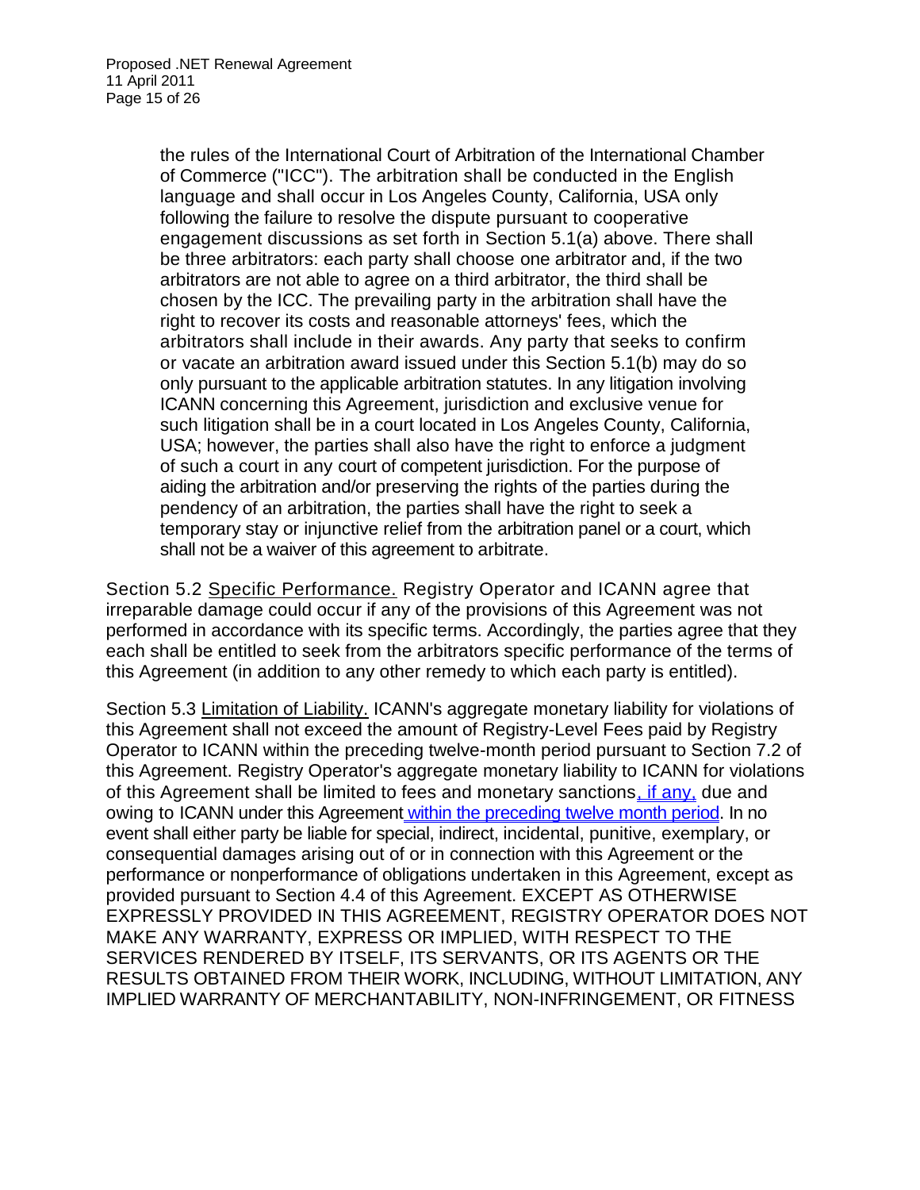the rules of the International Court of Arbitration of the International Chamber of Commerce ("ICC"). The arbitration shall be conducted in the English language and shall occur in Los Angeles County, California, USA only following the failure to resolve the dispute pursuant to cooperative engagement discussions as set forth in Section 5.1(a) above. There shall be three arbitrators: each party shall choose one arbitrator and, if the two arbitrators are not able to agree on a third arbitrator, the third shall be chosen by the ICC. The prevailing party in the arbitration shall have the right to recover its costs and reasonable attorneys' fees, which the arbitrators shall include in their awards. Any party that seeks to confirm or vacate an arbitration award issued under this Section 5.1(b) may do so only pursuant to the applicable arbitration statutes. In any litigation involving ICANN concerning this Agreement, jurisdiction and exclusive venue for such litigation shall be in a court located in Los Angeles County, California, USA; however, the parties shall also have the right to enforce a judgment of such a court in any court of competent jurisdiction. For the purpose of aiding the arbitration and/or preserving the rights of the parties during the pendency of an arbitration, the parties shall have the right to seek a temporary stay or injunctive relief from the arbitration panel or a court, which shall not be a waiver of this agreement to arbitrate.

Section 5.2 Specific Performance. Registry Operator and ICANN agree that irreparable damage could occur if any of the provisions of this Agreement was not performed in accordance with its specific terms. Accordingly, the parties agree that they each shall be entitled to seek from the arbitrators specific performance of the terms of this Agreement (in addition to any other remedy to which each party is entitled).

Section 5.3 Limitation of Liability. ICANN's aggregate monetary liability for violations of this Agreement shall not exceed the amount of Registry-Level Fees paid by Registry Operator to ICANN within the preceding twelve-month period pursuant to Section 7.2 of this Agreement. Registry Operator's aggregate monetary liability to ICANN for violations of this Agreement shall be limited to fees and monetary sanctions, if any, due and owing to ICANN under this Agreement within the preceding twelve month period. In no event shall either party be liable for special, indirect, incidental, punitive, exemplary, or consequential damages arising out of or in connection with this Agreement or the performance or nonperformance of obligations undertaken in this Agreement, except as provided pursuant to Section 4.4 of this Agreement. EXCEPT AS OTHERWISE EXPRESSLY PROVIDED IN THIS AGREEMENT, REGISTRY OPERATOR DOES NOT MAKE ANY WARRANTY, EXPRESS OR IMPLIED, WITH RESPECT TO THE SERVICES RENDERED BY ITSELF, ITS SERVANTS, OR ITS AGENTS OR THE RESULTS OBTAINED FROM THEIR WORK, INCLUDING, WITHOUT LIMITATION, ANY IMPLIED WARRANTY OF MERCHANTABILITY, NON-INFRINGEMENT, OR FITNESS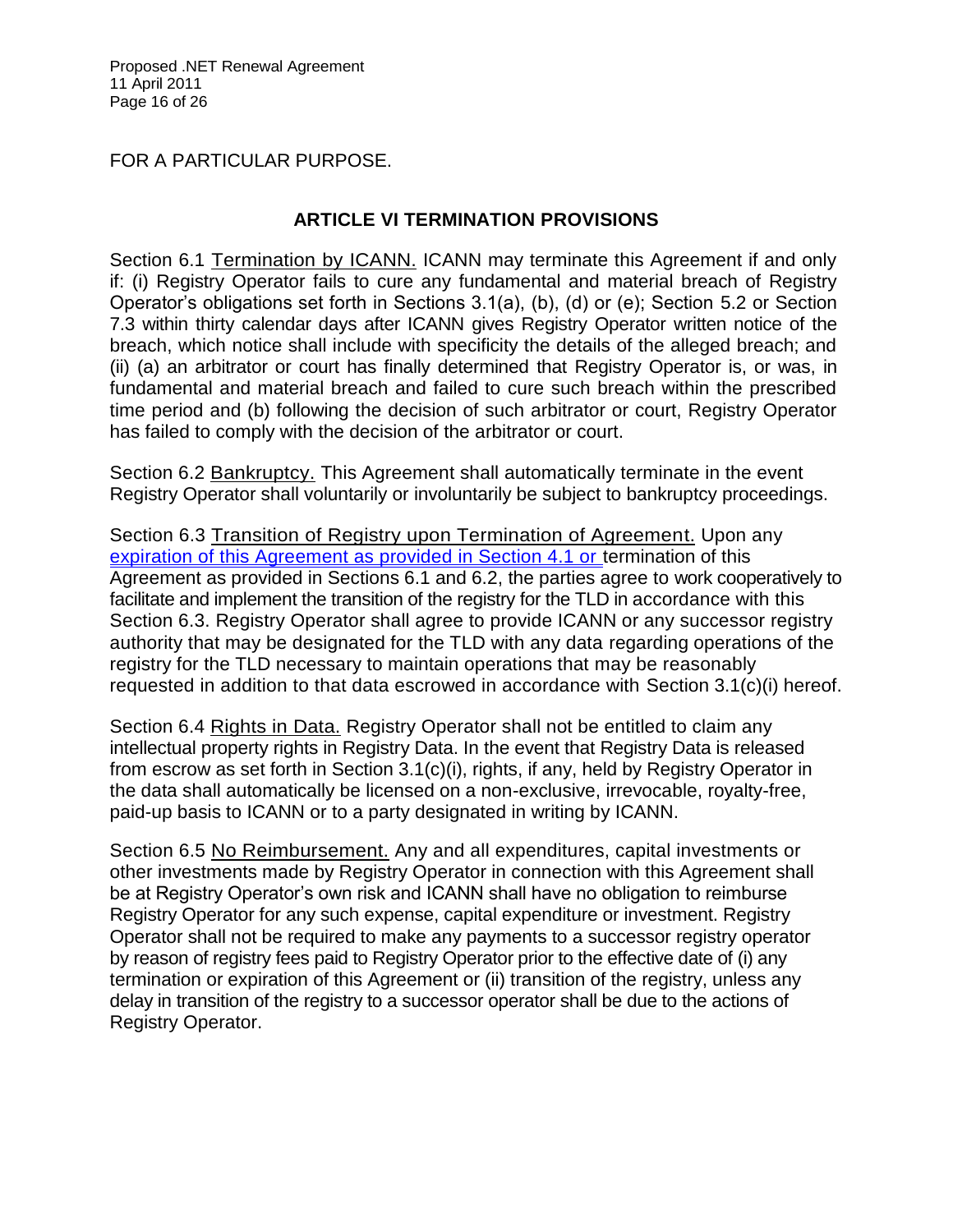FOR A PARTICULAR PURPOSE.

## ARTICLE VI TERMINATION PROVISIONS

Section 6.1 Termination by ICANN. ICANN may terminate this Agreement if and only if: (i) Registry Operator fails to cure any fundamental and material breach of Registry Operator's obligations set forth in Sections 3.1(a), (b), (d) or (e); Section 5.2 or Section 7.3 within thirty calendar days after ICANN gives Registry Operator written notice of the breach, which notice shall include with specificity the details of the alleged breach; and (ii) (a) an arbitrator or court has finally determined that Registry Operator is, or was, in fundamental and material breach and failed to cure such breach within the prescribed time period and (b) following the decision of such arbitrator or court, Registry Operator has failed to comply with the decision of the arbitrator or court.

Section 6.2 Bankruptcy. This Agreement shall automatically terminate in the event Registry Operator shall voluntarily or involuntarily be subject to bankruptcy proceedings.

Section 6.3 Transition of Registry upon Termination of Agreement. Upon any expiration of this Agreement as provided in Section 4.1 or termination of this Agreement as provided in Sections 6.1 and 6.2, the parties agree to work cooperatively to facilitate and implement the transition of the registry for the TLD in accordance with this Section 6.3. Registry Operator shall agree to provide ICANN or any successor registry authority that may be designated for the TLD with any data regarding operations of the registry for the TLD necessary to maintain operations that may be reasonably requested in addition to that data escrowed in accordance with Section 3.1(c)(i) hereof.

Section 6.4 Rights in Data. Registry Operator shall not be entitled to claim any intellectual property rights in Registry Data. In the event that Registry Data is released from escrow as set forth in Section 3.1(c)(i), rights, if any, held by Registry Operator in the data shall automatically be licensed on a non-exclusive, irrevocable, royalty-free, paid-up basis to ICANN or to a party designated in writing by ICANN.

Section 6.5 No Reimbursement. Any and all expenditures, capital investments or other investments made by Registry Operator in connection with this Agreement shall be at Registry Operator's own risk and ICANN shall have no obligation to reimburse Registry Operator for any such expense, capital expenditure or investment. Registry Operator shall not be required to make any payments to a successor registry operator by reason of registry fees paid to Registry Operator prior to the effective date of (i) any termination or expiration of this Agreement or (ii) transition of the registry, unless any delay in transition of the registry to a successor operator shall be due to the actions of Registry Operator.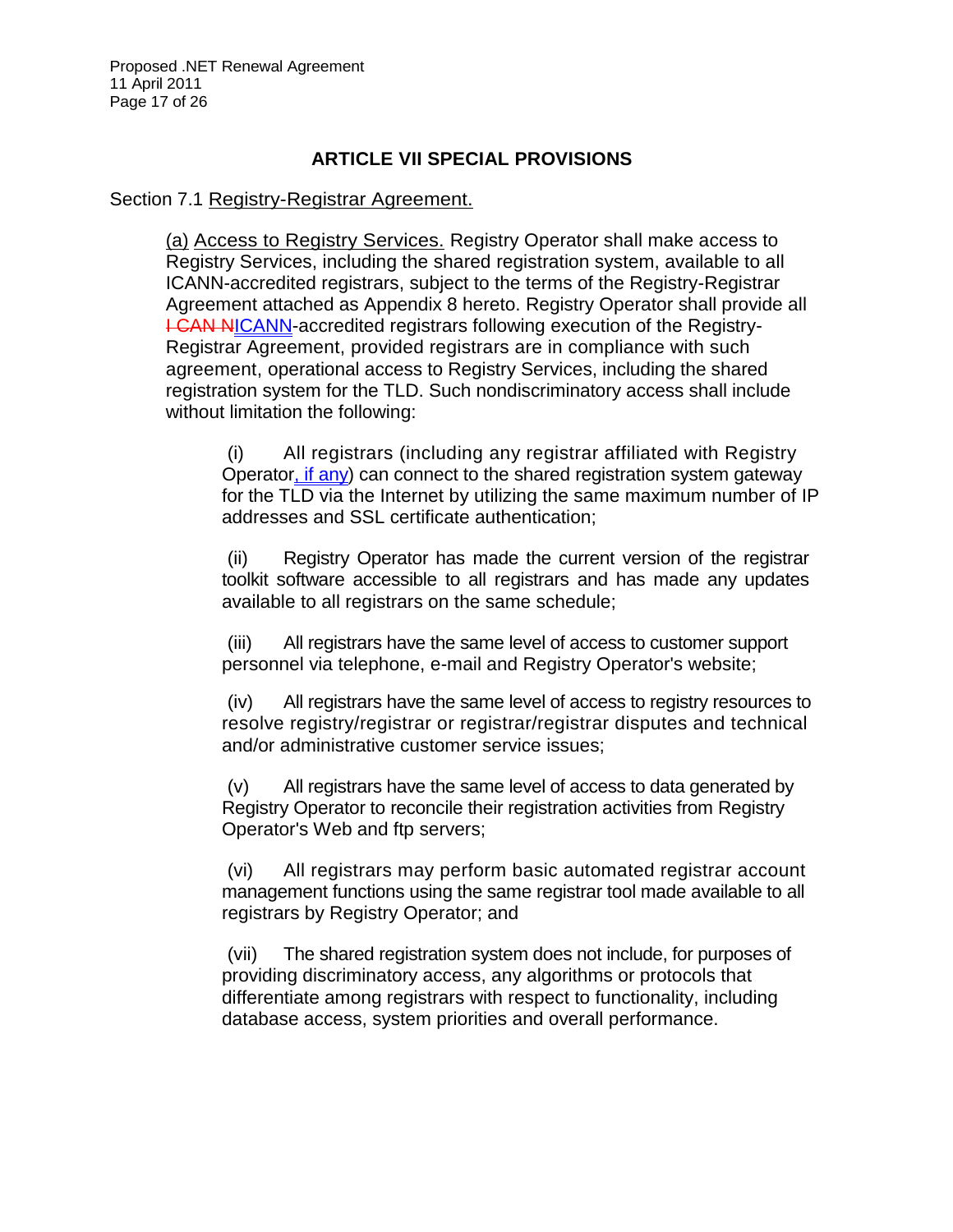## ARTICLE VII SPECIAL PROVISIONS

Section 7.1 Registry-Registrar Agreement.

(a) Access to Registry Services. Registry Operator shall make access to Registry Services, including the shared registration system, available to all ICANN-accredited registrars, subject to the terms of the Registry-Registrar Agreement attached as Appendix 8 hereto. Registry Operator shall provide all ~~I CAN N~~ICANN-accredited registrars following execution of the Registry-Registrar Agreement, provided registrars are in compliance with such agreement, operational access to Registry Services, including the shared registration system for the TLD. Such nondiscriminatory access shall include without limitation the following:

(i) All registrars (including any registrar affiliated with Registry Operator, if any) can connect to the shared registration system gateway for the TLD via the Internet by utilizing the same maximum number of IP addresses and SSL certificate authentication;

(ii) Registry Operator has made the current version of the registrar toolkit software accessible to all registrars and has made any updates available to all registrars on the same schedule;

(iii) All registrars have the same level of access to customer support personnel via telephone, e-mail and Registry Operator's website;

(iv) All registrars have the same level of access to registry resources to resolve registry/registrar or registrar/registrar disputes and technical and/or administrative customer service issues;

(v) All registrars have the same level of access to data generated by Registry Operator to reconcile their registration activities from Registry Operator's Web and ftp servers;

(vi) All registrars may perform basic automated registrar account management functions using the same registrar tool made available to all registrars by Registry Operator; and

(vii) The shared registration system does not include, for purposes of providing discriminatory access, any algorithms or protocols that differentiate among registrars with respect to functionality, including database access, system priorities and overall performance.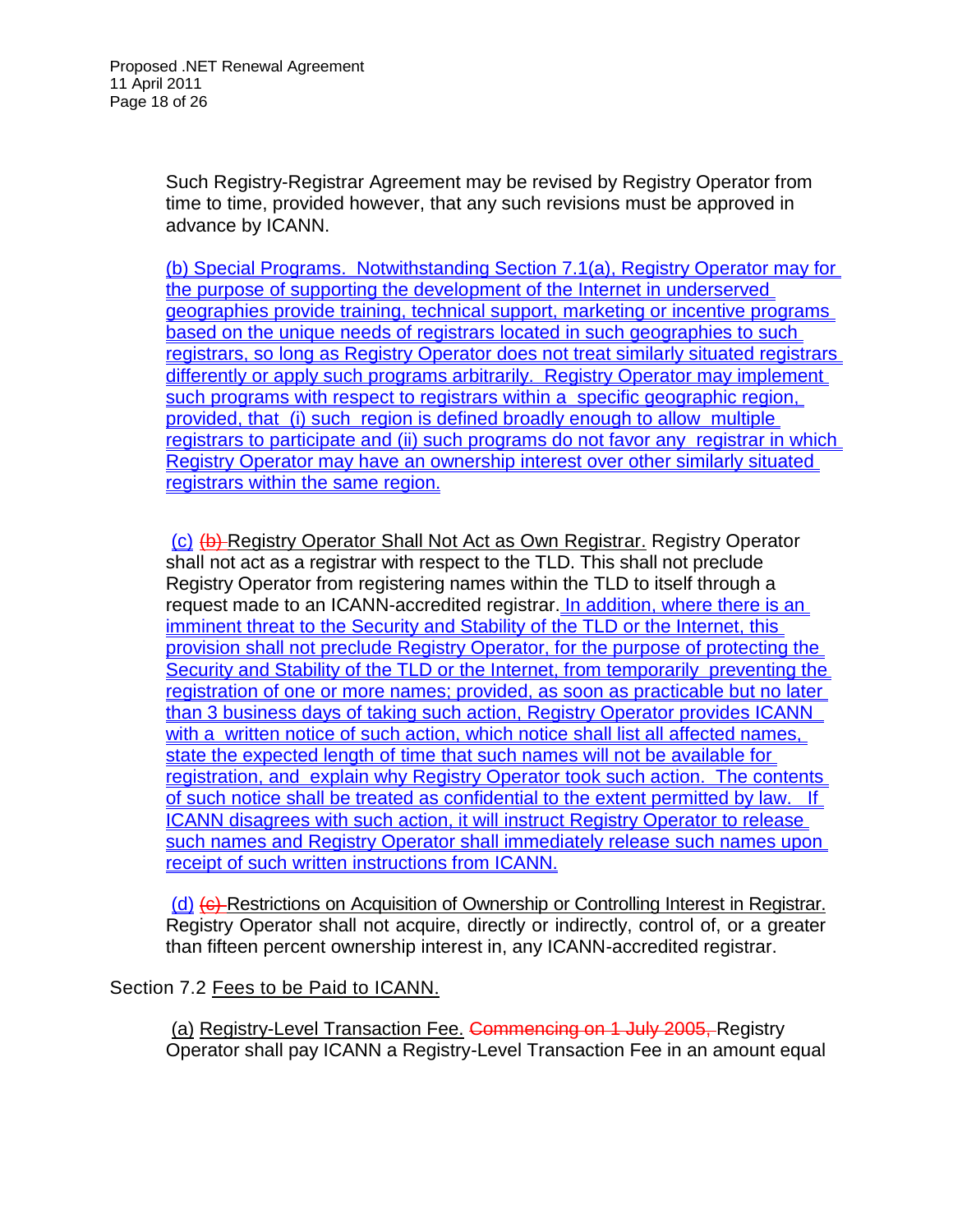Such Registry-Registrar Agreement may be revised by Registry Operator from time to time, provided however, that any such revisions must be approved in advance by ICANN.

(b) Special Programs. Notwithstanding Section 7.1(a), Registry Operator may for the purpose of supporting the development of the Internet in underserved geographies provide training, technical support, marketing or incentive programs based on the unique needs of registrars located in such geographies to such registrars, so long as Registry Operator does not treat similarly situated registrars differently or apply such programs arbitrarily. Registry Operator may implement such programs with respect to registrars within a specific geographic region, provided, that (i) such region is defined broadly enough to allow multiple registrars to participate and (ii) such programs do not favor any registrar in which Registry Operator may have an ownership interest over other similarly situated registrars within the same region.

(c) ~~(b)~~ Registry Operator Shall Not Act as Own Registrar. Registry Operator shall not act as a registrar with respect to the TLD. This shall not preclude Registry Operator from registering names within the TLD to itself through a request made to an ICANN-accredited registrar. In addition, where there is an imminent threat to the Security and Stability of the TLD or the Internet, this provision shall not preclude Registry Operator, for the purpose of protecting the Security and Stability of the TLD or the Internet, from temporarily preventing the registration of one or more names; provided, as soon as practicable but no later than 3 business days of taking such action, Registry Operator provides ICANN with a written notice of such action, which notice shall list all affected names, state the expected length of time that such names will not be available for registration, and explain why Registry Operator took such action. The contents of such notice shall be treated as confidential to the extent permitted by law. If ICANN disagrees with such action, it will instruct Registry Operator to release such names and Registry Operator shall immediately release such names upon receipt of such written instructions from ICANN.

(d) ~~(c)~~ Restrictions on Acquisition of Ownership or Controlling Interest in Registrar. Registry Operator shall not acquire, directly or indirectly, control of, or a greater than fifteen percent ownership interest in, any ICANN-accredited registrar.

Section 7.2 Fees to be Paid to ICANN.

(a) Registry-Level Transaction Fee. ~~Commencing on 1 July 2005,~~ Registry Operator shall pay ICANN a Registry-Level Transaction Fee in an amount equal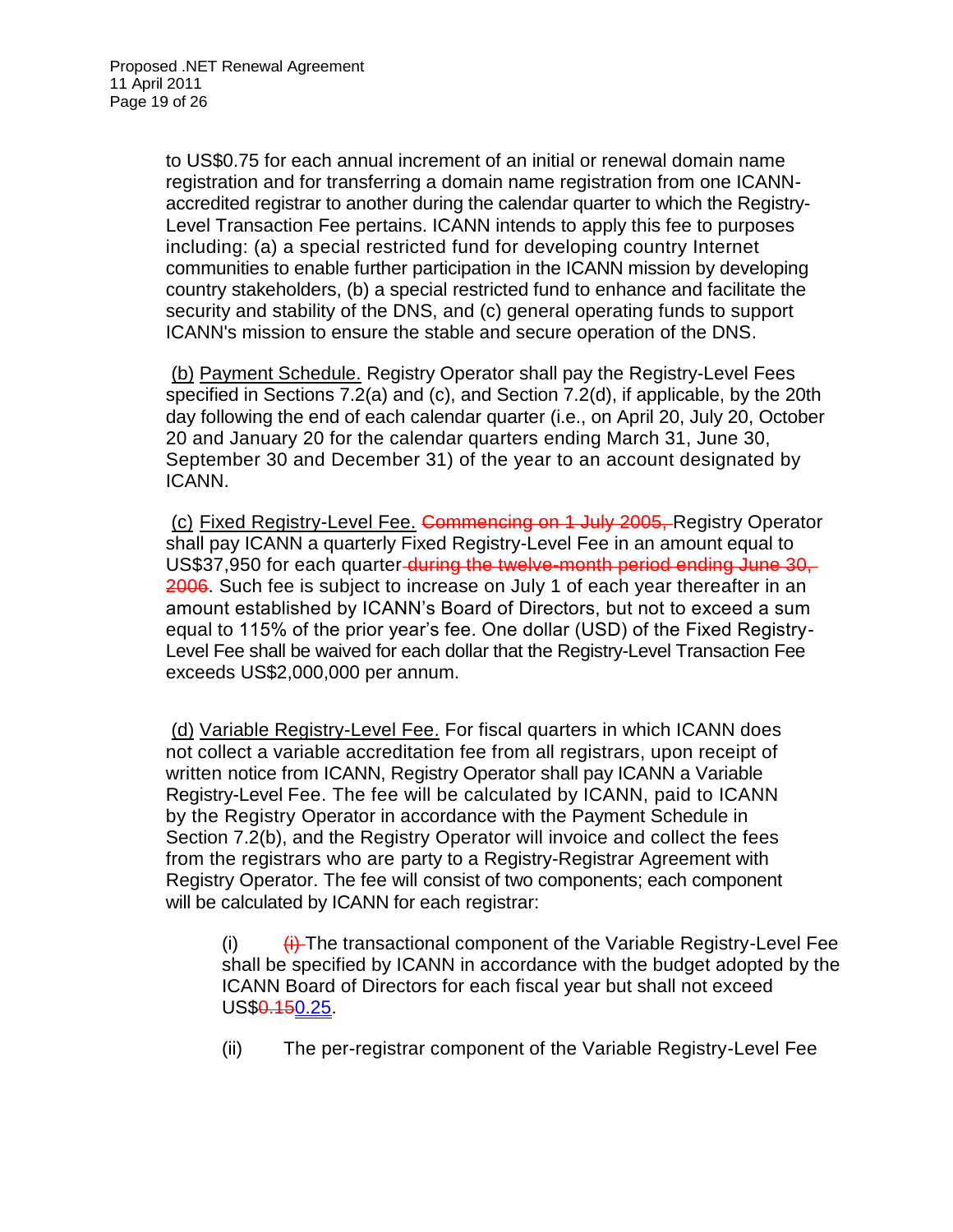to US$0.75 for each annual increment of an initial or renewal domain name registration and for transferring a domain name registration from one ICANN-accredited registrar to another during the calendar quarter to which the Registry-Level Transaction Fee pertains. ICANN intends to apply this fee to purposes including: (a) a special restricted fund for developing country Internet communities to enable further participation in the ICANN mission by developing country stakeholders, (b) a special restricted fund to enhance and facilitate the security and stability of the DNS, and (c) general operating funds to support ICANN's mission to ensure the stable and secure operation of the DNS.

(b) Payment Schedule. Registry Operator shall pay the Registry-Level Fees specified in Sections 7.2(a) and (c), and Section 7.2(d), if applicable, by the 20th day following the end of each calendar quarter (i.e., on April 20, July 20, October 20 and January 20 for the calendar quarters ending March 31, June 30, September 30 and December 31) of the year to an account designated by ICANN.

(c) Fixed Registry-Level Fee. ~~Commencing on 1 July 2005,~~ Registry Operator shall pay ICANN a quarterly Fixed Registry-Level Fee in an amount equal to US$37,950 for each quarter ~~during the twelve-month period ending June 30, 2006~~. Such fee is subject to increase on July 1 of each year thereafter in an amount established by ICANN's Board of Directors, but not to exceed a sum equal to 115% of the prior year's fee. One dollar (USD) of the Fixed Registry-Level Fee shall be waived for each dollar that the Registry-Level Transaction Fee exceeds US$2,000,000 per annum.

(d) Variable Registry-Level Fee. For fiscal quarters in which ICANN does not collect a variable accreditation fee from all registrars, upon receipt of written notice from ICANN, Registry Operator shall pay ICANN a Variable Registry-Level Fee. The fee will be calculated by ICANN, paid to ICANN by the Registry Operator in accordance with the Payment Schedule in Section 7.2(b), and the Registry Operator will invoice and collect the fees from the registrars who are party to a Registry-Registrar Agreement with Registry Operator. The fee will consist of two components; each component will be calculated by ICANN for each registrar:

(i) ~~(i)~~ The transactional component of the Variable Registry-Level Fee shall be specified by ICANN in accordance with the budget adopted by the ICANN Board of Directors for each fiscal year but shall not exceed US$~~0.15~~0.25.

(ii) The per-registrar component of the Variable Registry-Level Fee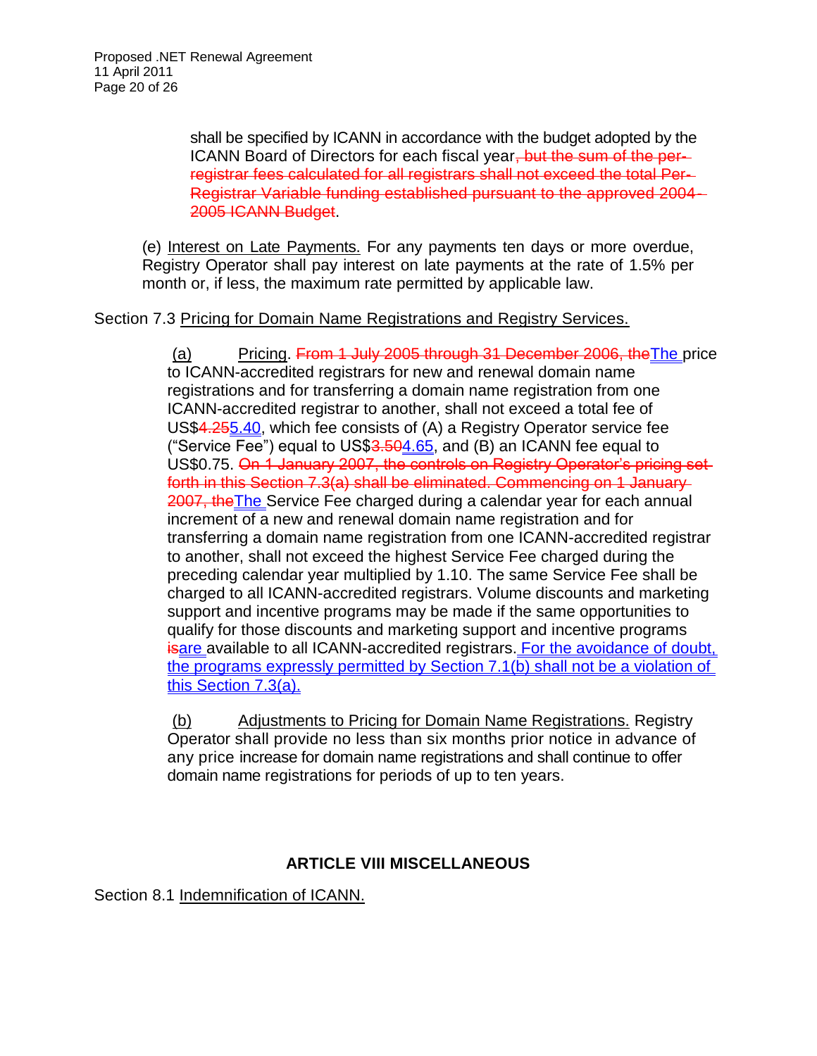shall be specified by ICANN in accordance with the budget adopted by the ICANN Board of Directors for each fiscal year~~, but the sum of the per-registrar fees calculated for all registrars shall not exceed the total Per-Registrar Variable funding established pursuant to the approved 2004-2005 ICANN Budget~~.

(e) Interest on Late Payments. For any payments ten days or more overdue, Registry Operator shall pay interest on late payments at the rate of 1.5% per month or, if less, the maximum rate permitted by applicable law.

Section 7.3 Pricing for Domain Name Registrations and Registry Services.

(a) Pricing. ~~From 1 July 2005 through 31 December 2006, the~~The price to ICANN-accredited registrars for new and renewal domain name registrations and for transferring a domain name registration from one ICANN-accredited registrar to another, shall not exceed a total fee of US$~~4.25~~5.40, which fee consists of (A) a Registry Operator service fee ("Service Fee") equal to US$~~3.50~~4.65, and (B) an ICANN fee equal to US$0.75. ~~On 1 January 2007, the controls on Registry Operator's pricing set forth in this Section 7.3(a) shall be eliminated. Commencing on 1 January 2007, the~~The Service Fee charged during a calendar year for each annual increment of a new and renewal domain name registration and for transferring a domain name registration from one ICANN-accredited registrar to another, shall not exceed the highest Service Fee charged during the preceding calendar year multiplied by 1.10. The same Service Fee shall be charged to all ICANN-accredited registrars. Volume discounts and marketing support and incentive programs may be made if the same opportunities to qualify for those discounts and marketing support and incentive programs ~~is~~are available to all ICANN-accredited registrars. For the avoidance of doubt, the programs expressly permitted by Section 7.1(b) shall not be a violation of this Section 7.3(a).

(b) Adjustments to Pricing for Domain Name Registrations. Registry Operator shall provide no less than six months prior notice in advance of any price increase for domain name registrations and shall continue to offer domain name registrations for periods of up to ten years.

## ARTICLE VIII MISCELLANEOUS

Section 8.1 Indemnification of ICANN.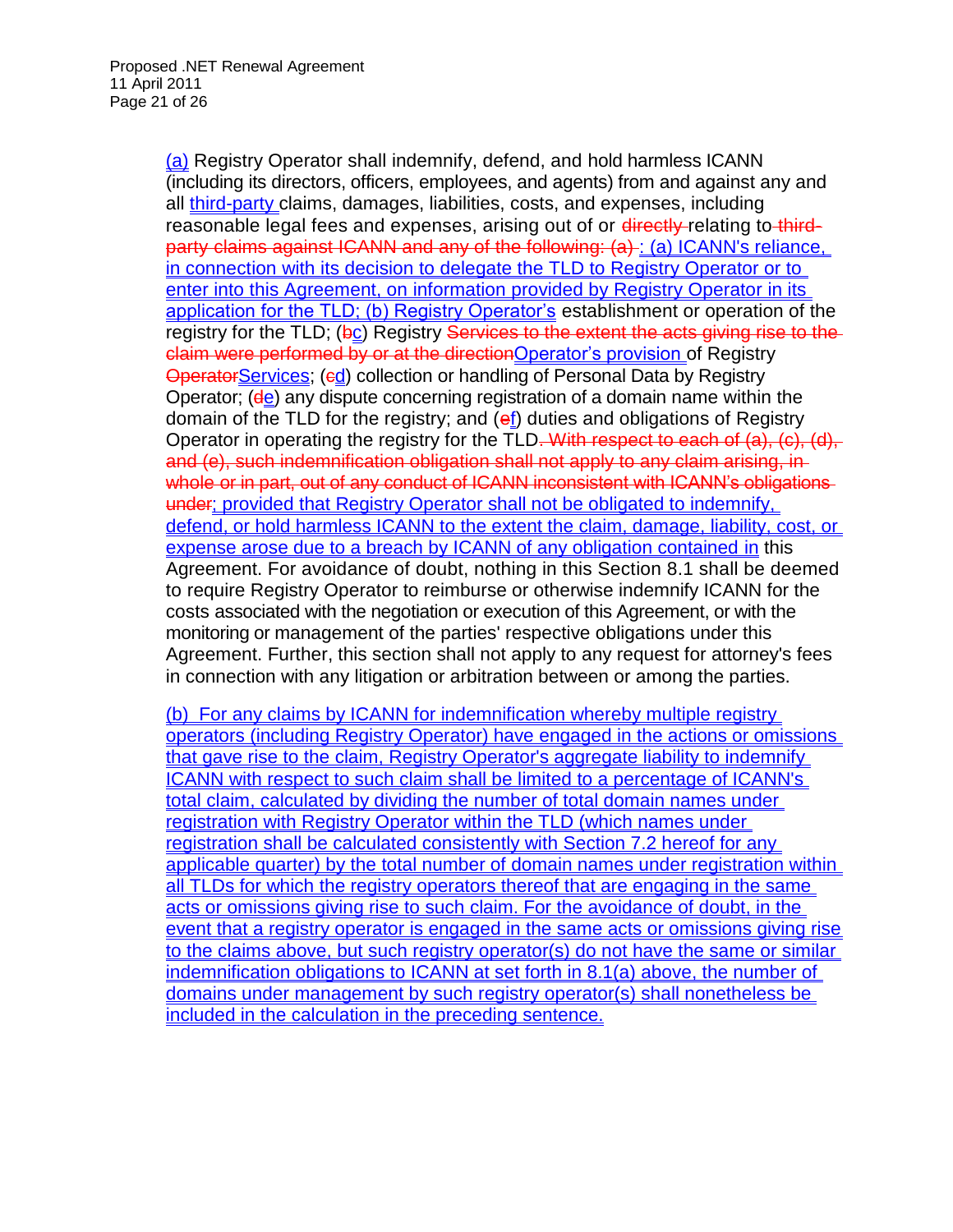(a) Registry Operator shall indemnify, defend, and hold harmless ICANN (including its directors, officers, employees, and agents) from and against any and all third-party claims, damages, liabilities, costs, and expenses, including reasonable legal fees and expenses, arising out of or ~~directly~~ relating to ~~third-party claims against ICANN and any of the following: (a)~~ : (a) ICANN's reliance, in connection with its decision to delegate the TLD to Registry Operator or to enter into this Agreement, on information provided by Registry Operator in its application for the TLD; (b) Registry Operator's establishment or operation of the registry for the TLD; (~~b~~c) Registry ~~Services to the extent the acts giving rise to the claim were performed by or at the direction~~Operator's provision of Registry ~~Operator~~Services; (~~c~~d) collection or handling of Personal Data by Registry Operator; (~~d~~e) any dispute concerning registration of a domain name within the domain of the TLD for the registry; and (~~e~~f) duties and obligations of Registry Operator in operating the registry for the TLD~~. With respect to each of (a), (c), (d), and (e), such indemnification obligation shall not apply to any claim arising, in whole or in part, out of any conduct of ICANN inconsistent with ICANN's obligations under~~; provided that Registry Operator shall not be obligated to indemnify, defend, or hold harmless ICANN to the extent the claim, damage, liability, cost, or expense arose due to a breach by ICANN of any obligation contained in this Agreement. For avoidance of doubt, nothing in this Section 8.1 shall be deemed to require Registry Operator to reimburse or otherwise indemnify ICANN for the costs associated with the negotiation or execution of this Agreement, or with the monitoring or management of the parties' respective obligations under this Agreement. Further, this section shall not apply to any request for attorney's fees in connection with any litigation or arbitration between or among the parties.

(b) For any claims by ICANN for indemnification whereby multiple registry operators (including Registry Operator) have engaged in the actions or omissions that gave rise to the claim, Registry Operator's aggregate liability to indemnify ICANN with respect to such claim shall be limited to a percentage of ICANN's total claim, calculated by dividing the number of total domain names under registration with Registry Operator within the TLD (which names under registration shall be calculated consistently with Section 7.2 hereof for any applicable quarter) by the total number of domain names under registration within all TLDs for which the registry operators thereof that are engaging in the same acts or omissions giving rise to such claim. For the avoidance of doubt, in the event that a registry operator is engaged in the same acts or omissions giving rise to the claims above, but such registry operator(s) do not have the same or similar indemnification obligations to ICANN at set forth in 8.1(a) above, the number of domains under management by such registry operator(s) shall nonetheless be included in the calculation in the preceding sentence.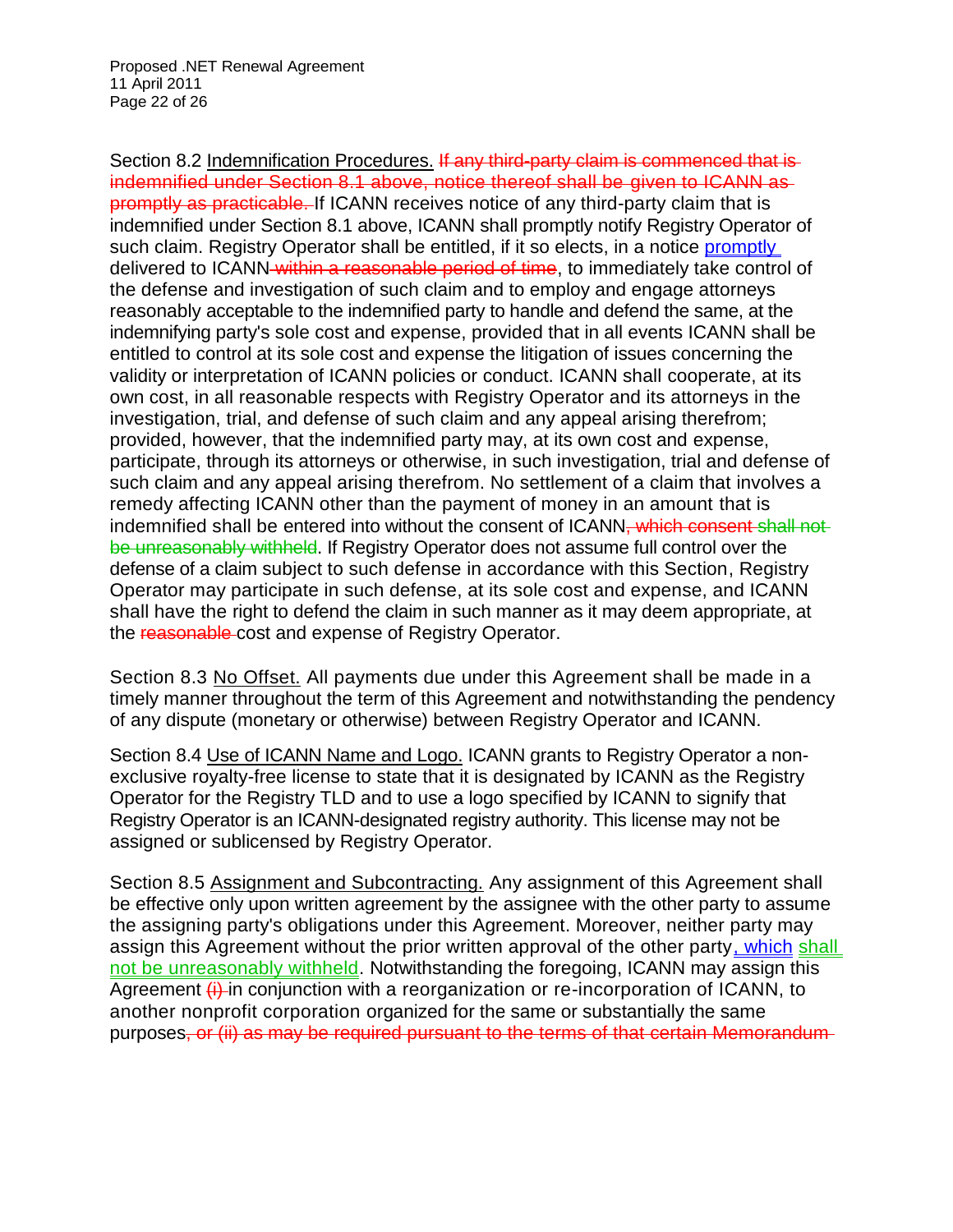Section 8.2 Indemnification Procedures. ~~If any third-party claim is commenced that is indemnified under Section 8.1 above, notice thereof shall be given to ICANN as promptly as practicable.~~ If ICANN receives notice of any third-party claim that is indemnified under Section 8.1 above, ICANN shall promptly notify Registry Operator of such claim. Registry Operator shall be entitled, if it so elects, in a notice promptly delivered to ICANN ~~within a reasonable period of time~~, to immediately take control of the defense and investigation of such claim and to employ and engage attorneys reasonably acceptable to the indemnified party to handle and defend the same, at the indemnifying party's sole cost and expense, provided that in all events ICANN shall be entitled to control at its sole cost and expense the litigation of issues concerning the validity or interpretation of ICANN policies or conduct. ICANN shall cooperate, at its own cost, in all reasonable respects with Registry Operator and its attorneys in the investigation, trial, and defense of such claim and any appeal arising therefrom; provided, however, that the indemnified party may, at its own cost and expense, participate, through its attorneys or otherwise, in such investigation, trial and defense of such claim and any appeal arising therefrom. No settlement of a claim that involves a remedy affecting ICANN other than the payment of money in an amount that is indemnified shall be entered into without the consent of ICANN~~, which consent shall not be unreasonably withheld~~. If Registry Operator does not assume full control over the defense of a claim subject to such defense in accordance with this Section, Registry Operator may participate in such defense, at its sole cost and expense, and ICANN shall have the right to defend the claim in such manner as it may deem appropriate, at the ~~reasonable~~ cost and expense of Registry Operator.

Section 8.3 No Offset. All payments due under this Agreement shall be made in a timely manner throughout the term of this Agreement and notwithstanding the pendency of any dispute (monetary or otherwise) between Registry Operator and ICANN.

Section 8.4 Use of ICANN Name and Logo. ICANN grants to Registry Operator a non-exclusive royalty-free license to state that it is designated by ICANN as the Registry Operator for the Registry TLD and to use a logo specified by ICANN to signify that Registry Operator is an ICANN-designated registry authority. This license may not be assigned or sublicensed by Registry Operator.

Section 8.5 Assignment and Subcontracting. Any assignment of this Agreement shall be effective only upon written agreement by the assignee with the other party to assume the assigning party's obligations under this Agreement. Moreover, neither party may assign this Agreement without the prior written approval of the other party, which shall not be unreasonably withheld. Notwithstanding the foregoing, ICANN may assign this Agreement ~~(i)~~ in conjunction with a reorganization or re-incorporation of ICANN, to another nonprofit corporation organized for the same or substantially the same purposes~~, or (ii) as may be required pursuant to the terms of that certain Memorandum~~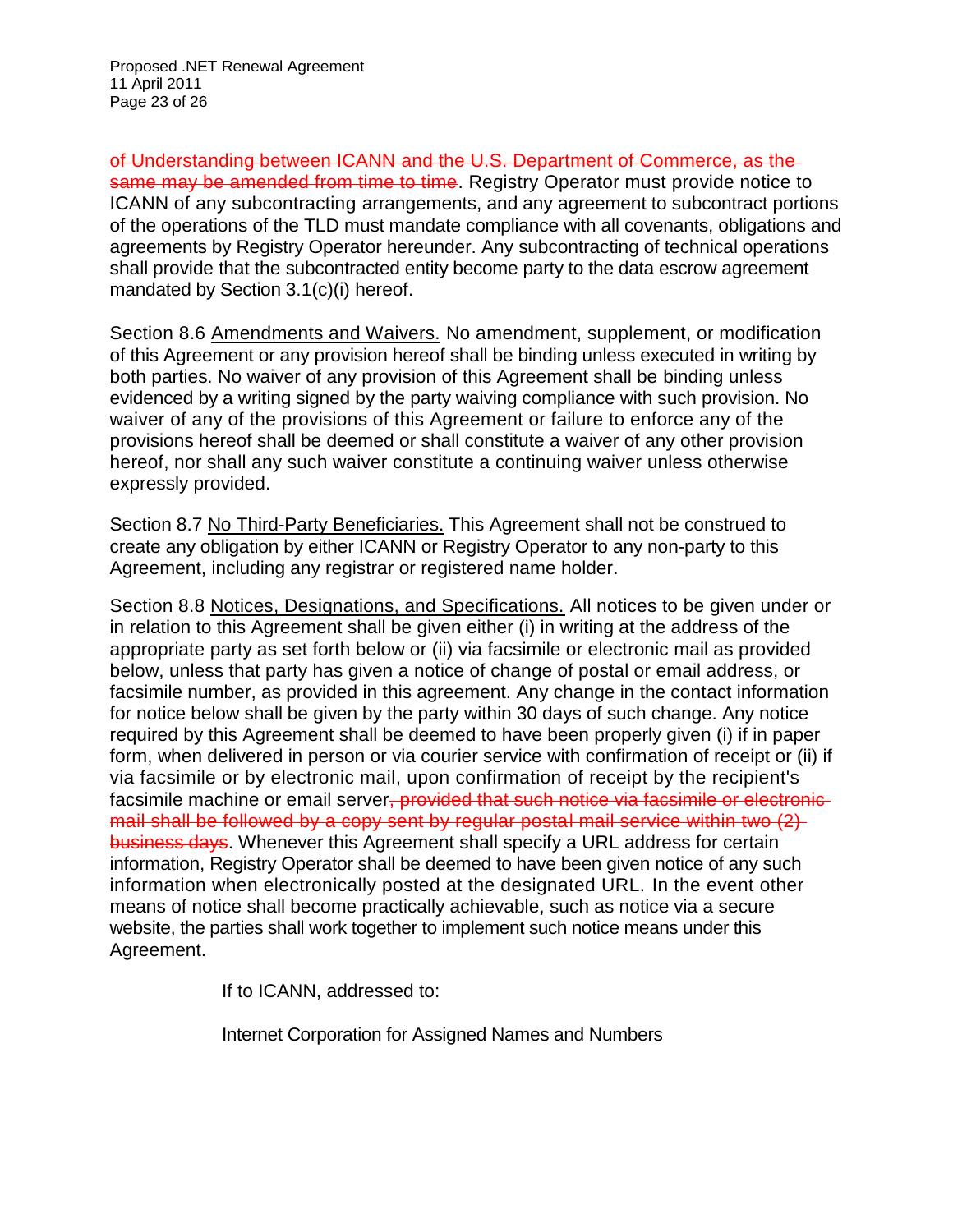~~of Understanding between ICANN and the U.S. Department of Commerce, as the same may be amended from time to time~~. Registry Operator must provide notice to ICANN of any subcontracting arrangements, and any agreement to subcontract portions of the operations of the TLD must mandate compliance with all covenants, obligations and agreements by Registry Operator hereunder. Any subcontracting of technical operations shall provide that the subcontracted entity become party to the data escrow agreement mandated by Section 3.1(c)(i) hereof.

Section 8.6 Amendments and Waivers. No amendment, supplement, or modification of this Agreement or any provision hereof shall be binding unless executed in writing by both parties. No waiver of any provision of this Agreement shall be binding unless evidenced by a writing signed by the party waiving compliance with such provision. No waiver of any of the provisions of this Agreement or failure to enforce any of the provisions hereof shall be deemed or shall constitute a waiver of any other provision hereof, nor shall any such waiver constitute a continuing waiver unless otherwise expressly provided.

Section 8.7 No Third-Party Beneficiaries. This Agreement shall not be construed to create any obligation by either ICANN or Registry Operator to any non-party to this Agreement, including any registrar or registered name holder.

Section 8.8 Notices, Designations, and Specifications. All notices to be given under or in relation to this Agreement shall be given either (i) in writing at the address of the appropriate party as set forth below or (ii) via facsimile or electronic mail as provided below, unless that party has given a notice of change of postal or email address, or facsimile number, as provided in this agreement. Any change in the contact information for notice below shall be given by the party within 30 days of such change. Any notice required by this Agreement shall be deemed to have been properly given (i) if in paper form, when delivered in person or via courier service with confirmation of receipt or (ii) if via facsimile or by electronic mail, upon confirmation of receipt by the recipient's facsimile machine or email server~~, provided that such notice via facsimile or electronic mail shall be followed by a copy sent by regular postal mail service within two (2) business days~~. Whenever this Agreement shall specify a URL address for certain information, Registry Operator shall be deemed to have been given notice of any such information when electronically posted at the designated URL. In the event other means of notice shall become practically achievable, such as notice via a secure website, the parties shall work together to implement such notice means under this Agreement.

If to ICANN, addressed to:

Internet Corporation for Assigned Names and Numbers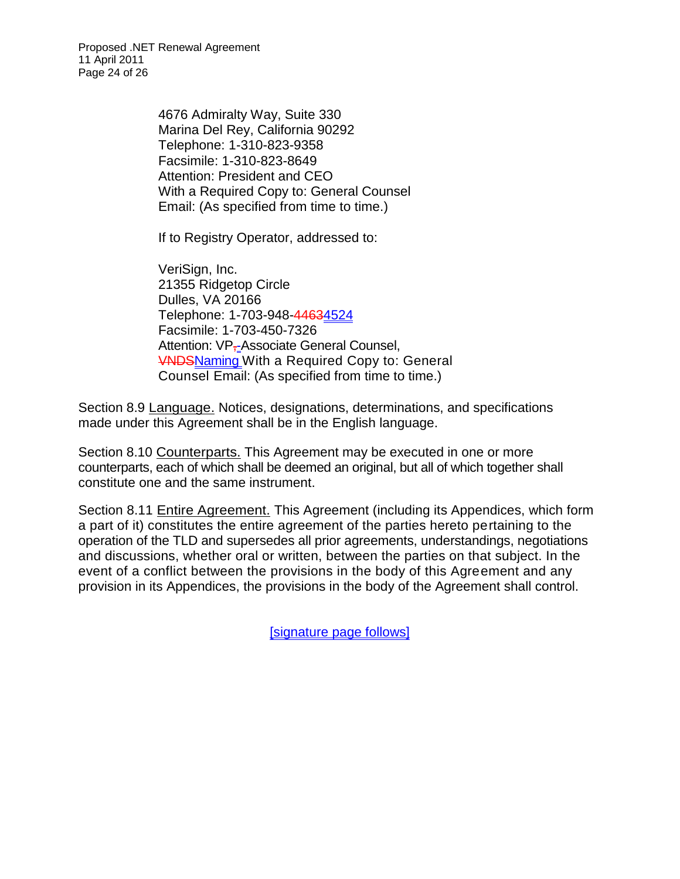4676 Admiralty Way, Suite 330
Marina Del Rey, California 90292
Telephone: 1-310-823-9358
Facsimile: 1-310-823-8649
Attention: President and CEO
With a Required Copy to: General Counsel
Email: (As specified from time to time.)

If to Registry Operator, addressed to:

VeriSign, Inc.
21355 Ridgetop Circle
Dulles, VA 20166
Telephone: 1-703-948-~~4463~~4524
Facsimile: 1-703-450-7326
Attention: VP~~,~~-Associate General Counsel, ~~VNDS~~Naming With a Required Copy to: General Counsel Email: (As specified from time to time.)

Section 8.9 Language. Notices, designations, determinations, and specifications made under this Agreement shall be in the English language.

Section 8.10 Counterparts. This Agreement may be executed in one or more counterparts, each of which shall be deemed an original, but all of which together shall constitute one and the same instrument.

Section 8.11 Entire Agreement. This Agreement (including its Appendices, which form a part of it) constitutes the entire agreement of the parties hereto pertaining to the operation of the TLD and supersedes all prior agreements, understandings, negotiations and discussions, whether oral or written, between the parties on that subject. In the event of a conflict between the provisions in the body of this Agreement and any provision in its Appendices, the provisions in the body of the Agreement shall control.

[signature page follows]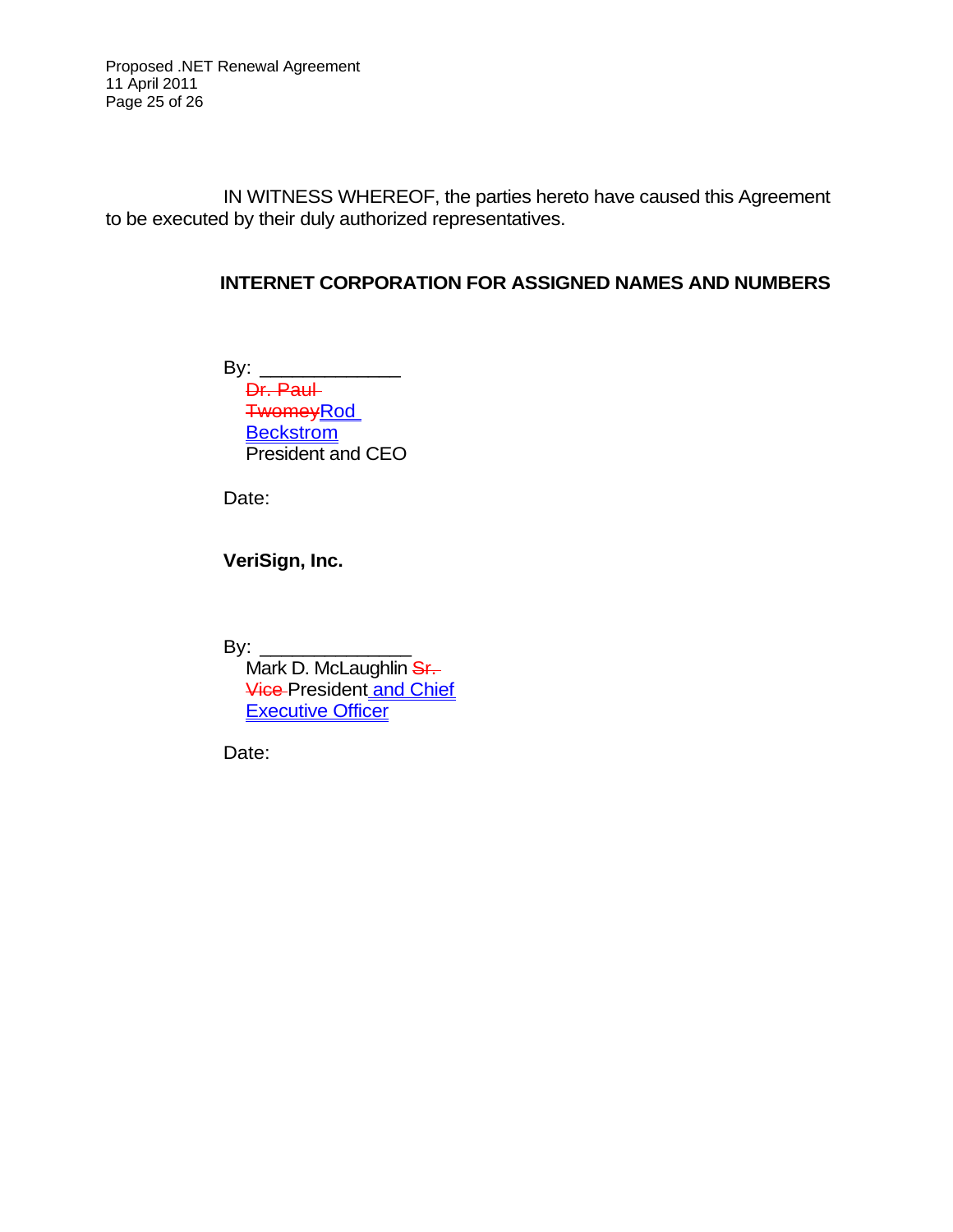IN WITNESS WHEREOF, the parties hereto have caused this Agreement to be executed by their duly authorized representatives.

**INTERNET CORPORATION FOR ASSIGNED NAMES AND NUMBERS**

By: _____________
~~Dr. Paul Twomey~~Rod Beckstrom
President and CEO

Date:

**VeriSign, Inc.**

By: ______________
Mark D. McLaughlin ~~Sr. Vice~~ President and Chief Executive Officer

Date: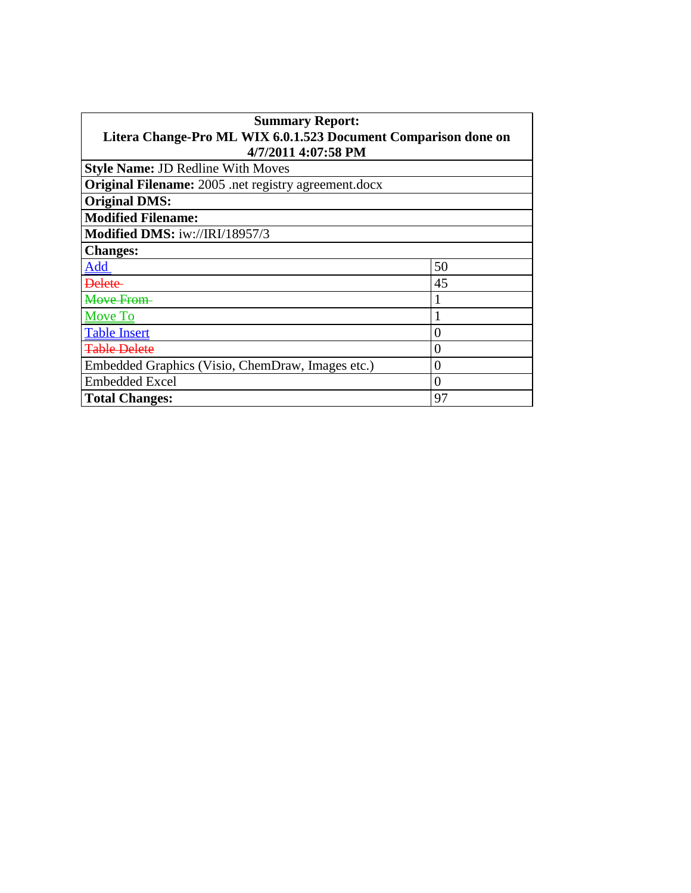| **Summary Report: Litera Change-Pro ML WIX 6.0.1.523 Document Comparison done on 4/7/2011 4:07:58 PM** | |
|---|---|
| **Style Name:** JD Redline With Moves | |
| **Original Filename:** 2005 .net registry agreement.docx | |
| **Original DMS:** | |
| **Modified Filename:** | |
| **Modified DMS:** iw://IRI/18957/3 | |
| **Changes:** | |
| Add | 50 |
| ~~Delete~~ | 45 |
| ~~Move From~~ | 1 |
| Move To | 1 |
| Table Insert | 0 |
| ~~Table Delete~~ | 0 |
| Embedded Graphics (Visio, ChemDraw, Images etc.) | 0 |
| Embedded Excel | 0 |
| **Total Changes:** | 97 |